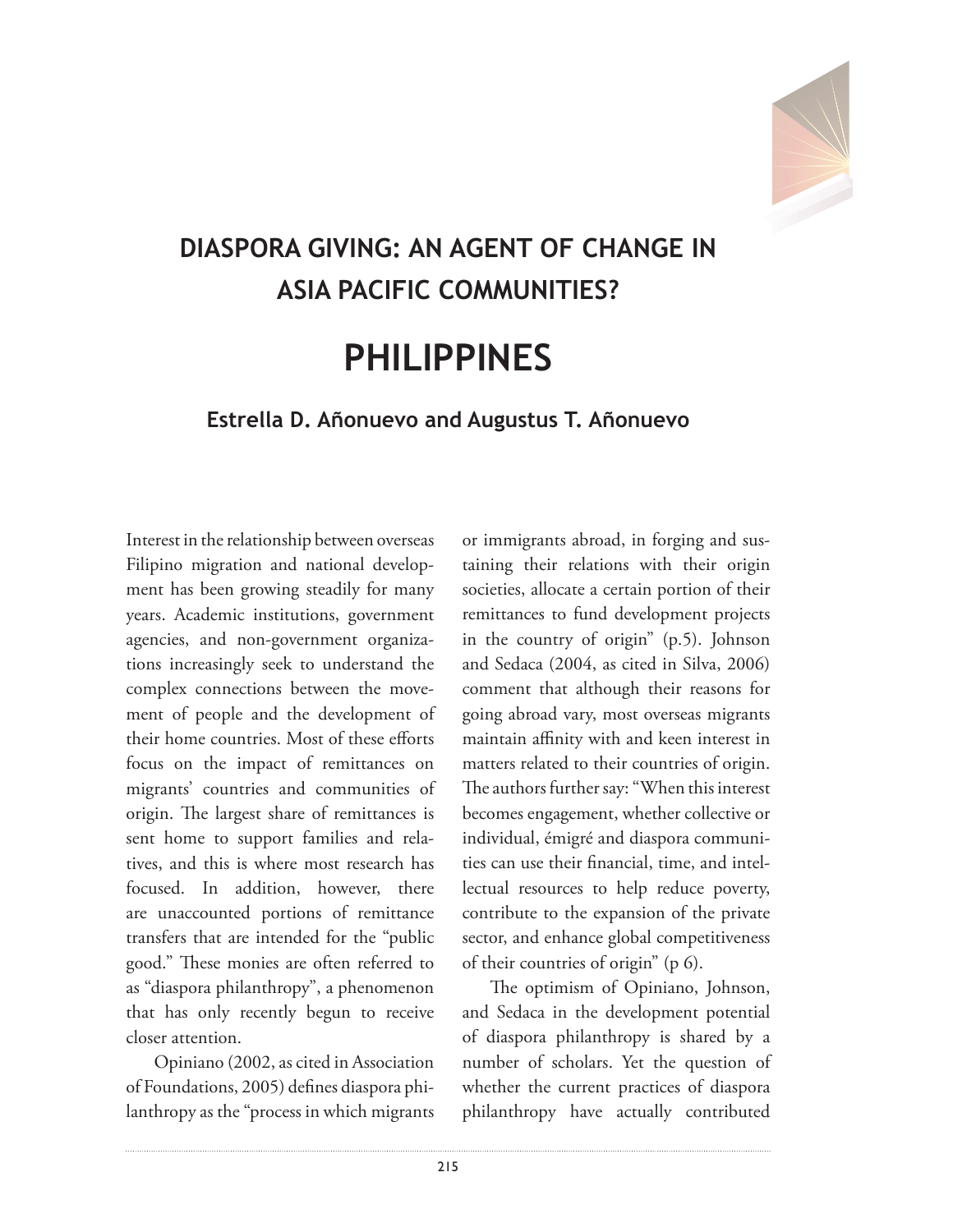# DIASPORA GIVING: AN AGENT OF CHANGE IN ASIA PACIFIC COMMUNITIES?

# PHILIPPINES

### Estrella D. Añonuevo and Augustus T. Añonuevo

Interest in the relationship between overseas Filipino migration and national development has been growing steadily for many years. Academic institutions, government agencies, and non-government organizations increasingly seek to understand the complex connections between the movement of people and the development of their home countries. Most of these efforts focus on the impact of remittances on migrants' countries and communities of origin. The largest share of remittances is sent home to support families and relatives, and this is where most research has focused. In addition, however, there are unaccounted portions of remittance transfers that are intended for the "public good." These monies are often referred to as "diaspora philanthropy", a phenomenon that has only recently begun to receive closer attention.

Opiniano (2002, as cited in Association of Foundations, 2005) defines diaspora philanthropy as the "process in which migrants or immigrants abroad, in forging and sustaining their relations with their origin societies, allocate a certain portion of their remittances to fund development projects in the country of origin" (p.5). Johnson and Sedaca (2004, as cited in Silva, 2006) comment that although their reasons for going abroad vary, most overseas migrants maintain affinity with and keen interest in matters related to their countries of origin. The authors further say: "When this interest becomes engagement, whether collective or individual, émigré and diaspora communities can use their financial, time, and intellectual resources to help reduce poverty, contribute to the expansion of the private sector, and enhance global competitiveness of their countries of origin" (p 6).

The optimism of Opiniano, Johnson, and Sedaca in the development potential of diaspora philanthropy is shared by a number of scholars. Yet the question of whether the current practices of diaspora philanthropy have actually contributed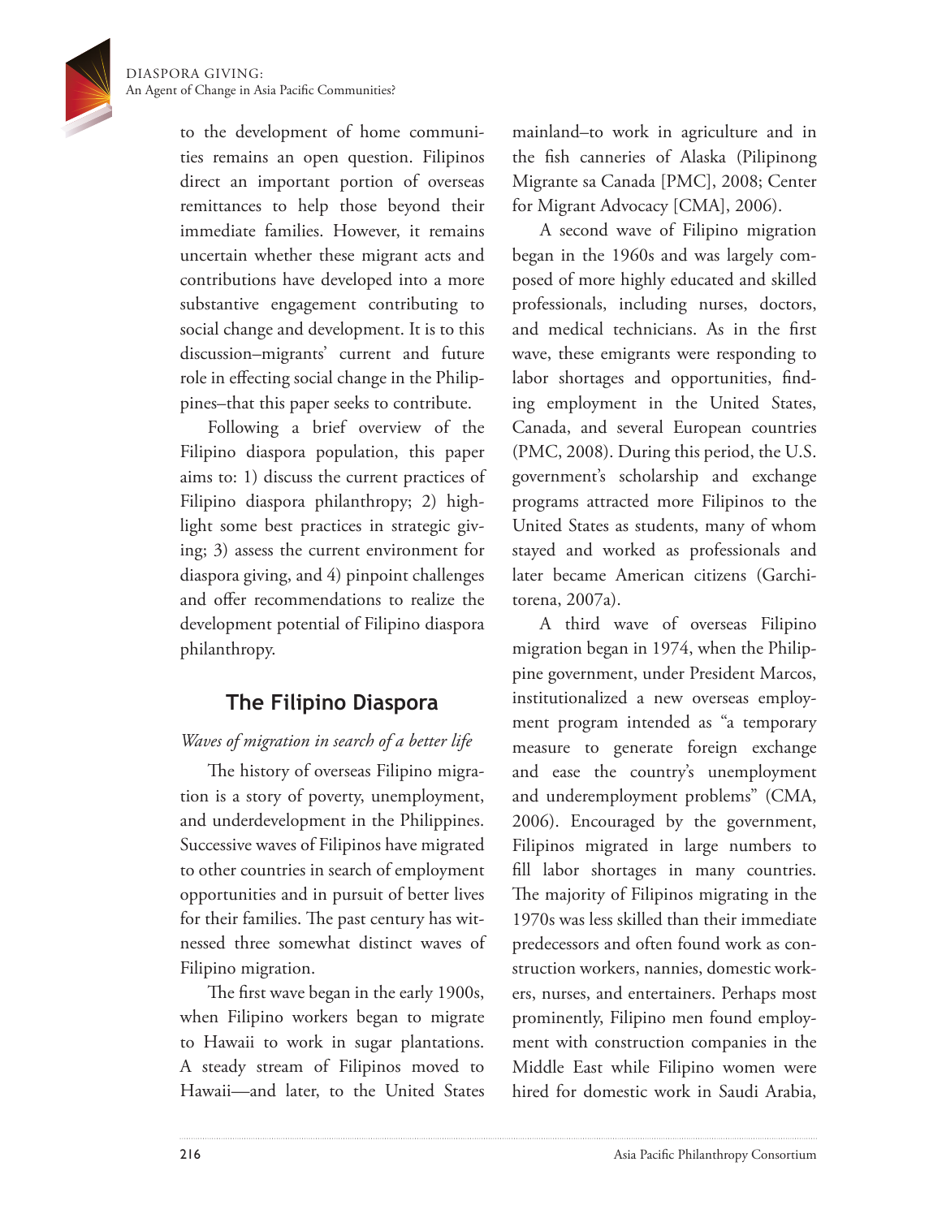to the development of home communities remains an open question. Filipinos direct an important portion of overseas remittances to help those beyond their immediate families. However, it remains uncertain whether these migrant acts and contributions have developed into a more substantive engagement contributing to social change and development. It is to this discussion–migrants' current and future role in effecting social change in the Philippines–that this paper seeks to contribute.

Following a brief overview of the Filipino diaspora population, this paper aims to: 1) discuss the current practices of Filipino diaspora philanthropy; 2) highlight some best practices in strategic giving; 3) assess the current environment for diaspora giving, and 4) pinpoint challenges and offer recommendations to realize the development potential of Filipino diaspora philanthropy.

## The Filipino Diaspora

### *Waves of migration in search of a better life*

The history of overseas Filipino migration is a story of poverty, unemployment, and underdevelopment in the Philippines. Successive waves of Filipinos have migrated to other countries in search of employment opportunities and in pursuit of better lives for their families. The past century has witnessed three somewhat distinct waves of Filipino migration.

The first wave began in the early 1900s, when Filipino workers began to migrate to Hawaii to work in sugar plantations. A steady stream of Filipinos moved to Hawaii—and later, to the United States mainland–to work in agriculture and in the fish canneries of Alaska (Pilipinong Migrante sa Canada [PMC], 2008; Center for Migrant Advocacy [CMA], 2006).

A second wave of Filipino migration began in the 1960s and was largely composed of more highly educated and skilled professionals, including nurses, doctors, and medical technicians. As in the first wave, these emigrants were responding to labor shortages and opportunities, finding employment in the United States, Canada, and several European countries (PMC, 2008). During this period, the U.S. government's scholarship and exchange programs attracted more Filipinos to the United States as students, many of whom stayed and worked as professionals and later became American citizens (Garchitorena, 2007a).

A third wave of overseas Filipino migration began in 1974, when the Philippine government, under President Marcos, institutionalized a new overseas employment program intended as "a temporary measure to generate foreign exchange and ease the country's unemployment and underemployment problems" (CMA, 2006). Encouraged by the government, Filipinos migrated in large numbers to fill labor shortages in many countries. The majority of Filipinos migrating in the 1970s was less skilled than their immediate predecessors and often found work as construction workers, nannies, domestic workers, nurses, and entertainers. Perhaps most prominently, Filipino men found employment with construction companies in the Middle East while Filipino women were hired for domestic work in Saudi Arabia,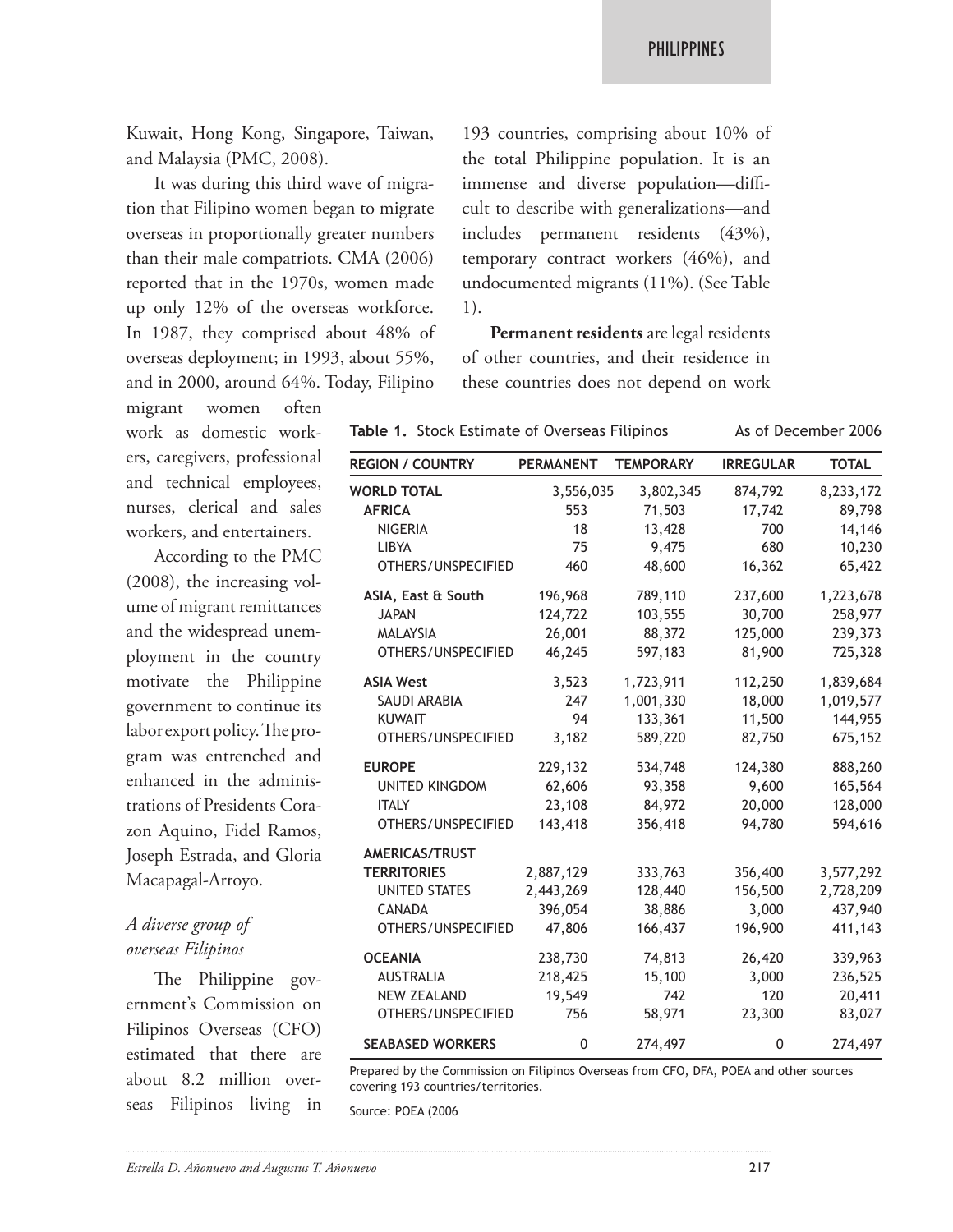Kuwait, Hong Kong, Singapore, Taiwan, and Malaysia (PMC, 2008).

It was during this third wave of migration that Filipino women began to migrate overseas in proportionally greater numbers than their male compatriots. CMA (2006) reported that in the 1970s, women made up only 12% of the overseas workforce. In 1987, they comprised about 48% of overseas deployment; in 1993, about 55%, and in 2000, around 64%. Today, Filipino migrant women often work as domestic workers, caregivers, professional and technical employees, nurses, clerical and sales workers, and entertainers.

According to the PMC (2008), the increasing volume of migrant remittances and the widespread unemployment in the country motivate the Philippine government to continue its labor export policy. The program was entrenched and enhanced in the administrations of Presidents Corazon Aquino, Fidel Ramos, Joseph Estrada, and Gloria Macapagal-Arroyo.

### *A diverse group of overseas Filipinos*

The Philippine government's Commission on Filipinos Overseas (CFO) estimated that there are about 8.2 million overseas Filipinos living in 193 countries, comprising about 10% of the total Philippine population. It is an immense and diverse population—difficult to describe with generalizations—and includes permanent residents (43%), temporary contract workers (46%), and undocumented migrants (11%). (See Table 1).

**Permanent residents** are legal residents of other countries, and their residence in these countries does not depend on work

**Table 1.** Stock Estimate of Overseas Filipinos — As of December 2006

| REGION / COUNTRY | PERMANENT | TEMPORARY | IRREGULAR | TOTAL |
|---|---|---|---|---|
| **WORLD TOTAL** | 3,556,035 | 3,802,345 | 874,792 | 8,233,172 |
| **AFRICA** | 553 | 71,503 | 17,742 | 89,798 |
| NIGERIA | 18 | 13,428 | 700 | 14,146 |
| LIBYA | 75 | 9,475 | 680 | 10,230 |
| OTHERS/UNSPECIFIED | 460 | 48,600 | 16,362 | 65,422 |
| **ASIA, East & South** | 196,968 | 789,110 | 237,600 | 1,223,678 |
| JAPAN | 124,722 | 103,555 | 30,700 | 258,977 |
| MALAYSIA | 26,001 | 88,372 | 125,000 | 239,373 |
| OTHERS/UNSPECIFIED | 46,245 | 597,183 | 81,900 | 725,328 |
| **ASIA West** | 3,523 | 1,723,911 | 112,250 | 1,839,684 |
| SAUDI ARABIA | 247 | 1,001,330 | 18,000 | 1,019,577 |
| KUWAIT | 94 | 133,361 | 11,500 | 144,955 |
| OTHERS/UNSPECIFIED | 3,182 | 589,220 | 82,750 | 675,152 |
| **EUROPE** | 229,132 | 534,748 | 124,380 | 888,260 |
| UNITED KINGDOM | 62,606 | 93,358 | 9,600 | 165,564 |
| ITALY | 23,108 | 84,972 | 20,000 | 128,000 |
| OTHERS/UNSPECIFIED | 143,418 | 356,418 | 94,780 | 594,616 |
| **AMERICAS/TRUST TERRITORIES** | 2,887,129 | 333,763 | 356,400 | 3,577,292 |
| UNITED STATES | 2,443,269 | 128,440 | 156,500 | 2,728,209 |
| CANADA | 396,054 | 38,886 | 3,000 | 437,940 |
| OTHERS/UNSPECIFIED | 47,806 | 166,437 | 196,900 | 411,143 |
| **OCEANIA** | 238,730 | 74,813 | 26,420 | 339,963 |
| AUSTRALIA | 218,425 | 15,100 | 3,000 | 236,525 |
| NEW ZEALAND | 19,549 | 742 | 120 | 20,411 |
| OTHERS/UNSPECIFIED | 756 | 58,971 | 23,300 | 83,027 |
| **SEABASED WORKERS** | 0 | 274,497 | 0 | 274,497 |

Prepared by the Commission on Filipinos Overseas from CFO, DFA, POEA and other sources covering 193 countries/territories.

Source: POEA (2006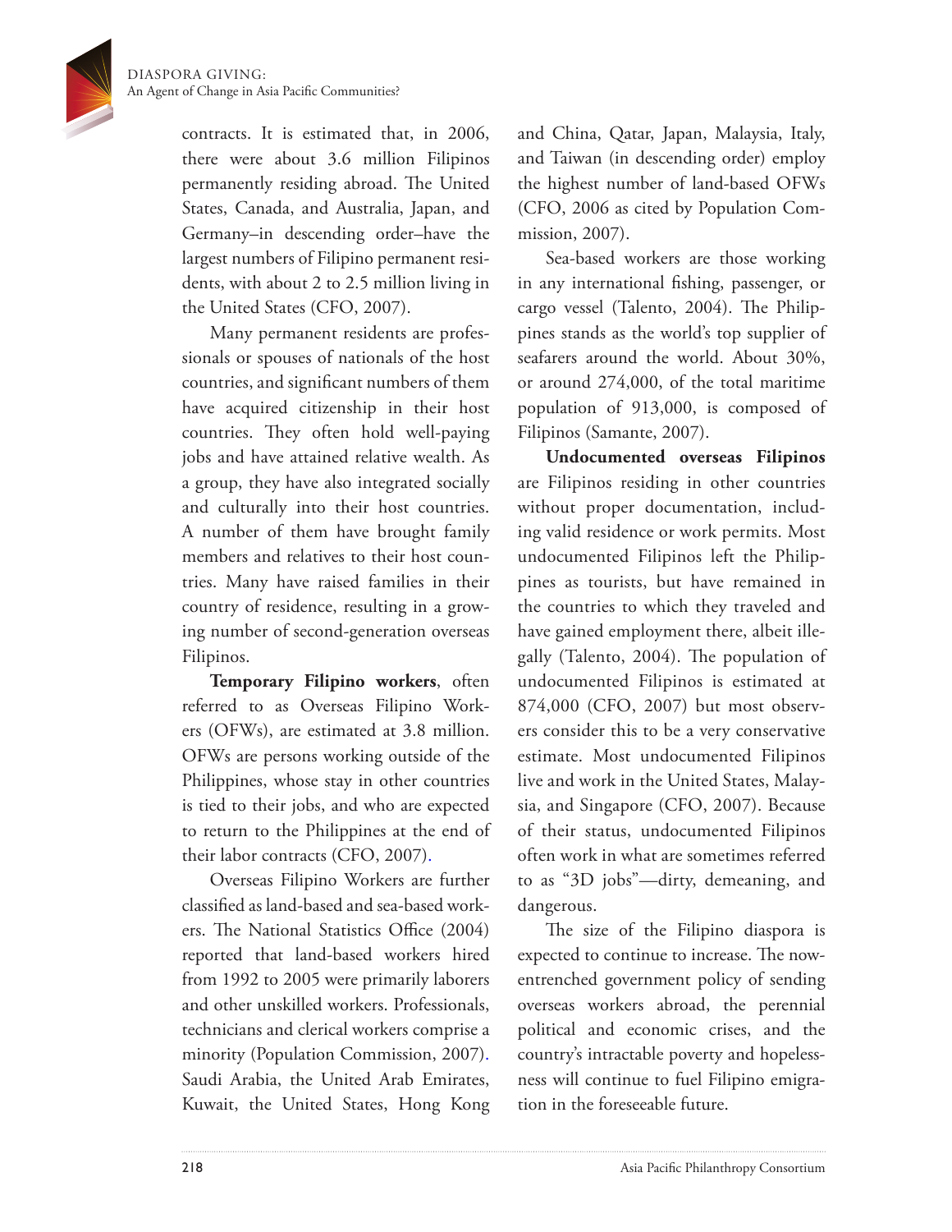contracts. It is estimated that, in 2006, there were about 3.6 million Filipinos permanently residing abroad. The United States, Canada, and Australia, Japan, and Germany–in descending order–have the largest numbers of Filipino permanent residents, with about 2 to 2.5 million living in the United States (CFO, 2007).

Many permanent residents are professionals or spouses of nationals of the host countries, and significant numbers of them have acquired citizenship in their host countries. They often hold well-paying jobs and have attained relative wealth. As a group, they have also integrated socially and culturally into their host countries. A number of them have brought family members and relatives to their host countries. Many have raised families in their country of residence, resulting in a growing number of second-generation overseas Filipinos.

**Temporary Filipino workers**, often referred to as Overseas Filipino Workers (OFWs), are estimated at 3.8 million. OFWs are persons working outside of the Philippines, whose stay in other countries is tied to their jobs, and who are expected to return to the Philippines at the end of their labor contracts (CFO, 2007).

Overseas Filipino Workers are further classified as land-based and sea-based workers. The National Statistics Office (2004) reported that land-based workers hired from 1992 to 2005 were primarily laborers and other unskilled workers. Professionals, technicians and clerical workers comprise a minority (Population Commission, 2007). Saudi Arabia, the United Arab Emirates, Kuwait, the United States, Hong Kong and China, Qatar, Japan, Malaysia, Italy, and Taiwan (in descending order) employ the highest number of land-based OFWs (CFO, 2006 as cited by Population Commission, 2007).

Sea-based workers are those working in any international fishing, passenger, or cargo vessel (Talento, 2004). The Philippines stands as the world's top supplier of seafarers around the world. About 30%, or around 274,000, of the total maritime population of 913,000, is composed of Filipinos (Samante, 2007).

**Undocumented overseas Filipinos** are Filipinos residing in other countries without proper documentation, including valid residence or work permits. Most undocumented Filipinos left the Philippines as tourists, but have remained in the countries to which they traveled and have gained employment there, albeit illegally (Talento, 2004). The population of undocumented Filipinos is estimated at 874,000 (CFO, 2007) but most observers consider this to be a very conservative estimate. Most undocumented Filipinos live and work in the United States, Malaysia, and Singapore (CFO, 2007). Because of their status, undocumented Filipinos often work in what are sometimes referred to as "3D jobs"—dirty, demeaning, and dangerous.

The size of the Filipino diaspora is expected to continue to increase. The now-entrenched government policy of sending overseas workers abroad, the perennial political and economic crises, and the country's intractable poverty and hopelessness will continue to fuel Filipino emigration in the foreseeable future.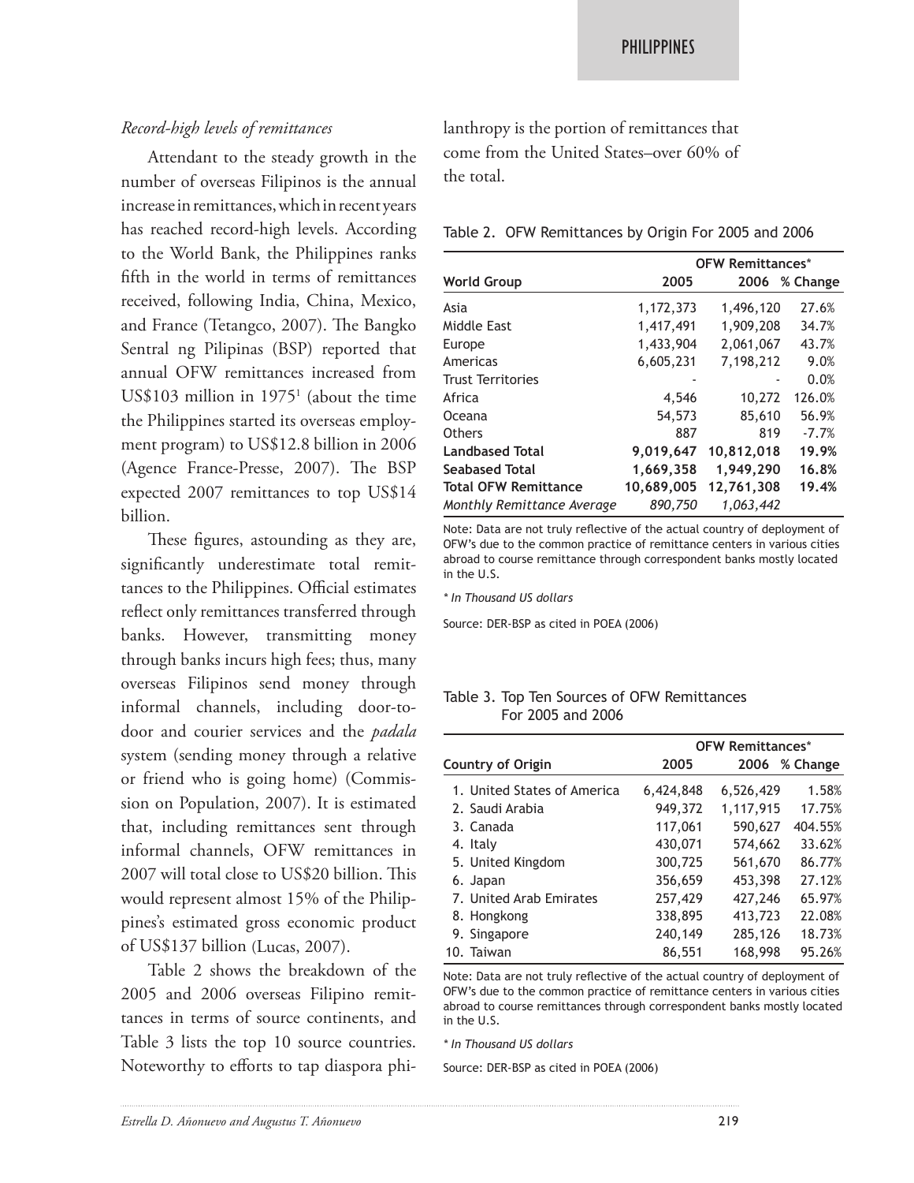*Record-high levels of remittances*

Attendant to the steady growth in the number of overseas Filipinos is the annual increase in remittances, which in recent years has reached record-high levels. According to the World Bank, the Philippines ranks fifth in the world in terms of remittances received, following India, China, Mexico, and France (Tetangco, 2007). The Bangko Sentral ng Pilipinas (BSP) reported that annual OFW remittances increased from US$103 million in 1975[1] (about the time the Philippines started its overseas employment program) to US$12.8 billion in 2006 (Agence France-Presse, 2007). The BSP expected 2007 remittances to top US$14 billion.

These figures, astounding as they are, significantly underestimate total remittances to the Philippines. Official estimates reflect only remittances transferred through banks. However, transmitting money through banks incurs high fees; thus, many overseas Filipinos send money through informal channels, including door-to-door and courier services and the *padala* system (sending money through a relative or friend who is going home) (Commission on Population, 2007). It is estimated that, including remittances sent through informal channels, OFW remittances in 2007 will total close to US$20 billion. This would represent almost 15% of the Philippines's estimated gross economic product of US$137 billion (Lucas, 2007).

Table 2 shows the breakdown of the 2005 and 2006 overseas Filipino remittances in terms of source continents, and Table 3 lists the top 10 source countries. Noteworthy to efforts to tap diaspora philanthropy is the portion of remittances that come from the United States–over 60% of the total.

Table 2. OFW Remittances by Origin For 2005 and 2006

| | OFW Remittances* | | |
|---|---|---|---|
| **World Group** | **2005** | **2006** | **% Change** |
| Asia | 1,172,373 | 1,496,120 | 27.6% |
| Middle East | 1,417,491 | 1,909,208 | 34.7% |
| Europe | 1,433,904 | 2,061,067 | 43.7% |
| Americas | 6,605,231 | 7,198,212 | 9.0% |
| Trust Territories | - | - | 0.0% |
| Africa | 4,546 | 10,272 | 126.0% |
| Oceana | 54,573 | 85,610 | 56.9% |
| Others | 887 | 819 | -7.7% |
| **Landbased Total** | **9,019,647** | **10,812,018** | **19.9%** |
| **Seabased Total** | **1,669,358** | **1,949,290** | **16.8%** |
| **Total OFW Remittance** | **10,689,005** | **12,761,308** | **19.4%** |
| *Monthly Remittance Average* | *890,750* | *1,063,442* | |

Note: Data are not truly reflective of the actual country of deployment of OFW's due to the common practice of remittance centers in various cities abroad to course remittance through correspondent banks mostly located in the U.S.

*\* In Thousand US dollars*

Source: DER-BSP as cited in POEA (2006)

Table 3. Top Ten Sources of OFW Remittances For 2005 and 2006

| | OFW Remittances* | | |
|---|---|---|---|
| **Country of Origin** | **2005** | **2006** | **% Change** |
| 1. United States of America | 6,424,848 | 6,526,429 | 1.58% |
| 2. Saudi Arabia | 949,372 | 1,117,915 | 17.75% |
| 3. Canada | 117,061 | 590,627 | 404.55% |
| 4. Italy | 430,071 | 574,662 | 33.62% |
| 5. United Kingdom | 300,725 | 561,670 | 86.77% |
| 6. Japan | 356,659 | 453,398 | 27.12% |
| 7. United Arab Emirates | 257,429 | 427,246 | 65.97% |
| 8. Hongkong | 338,895 | 413,723 | 22.08% |
| 9. Singapore | 240,149 | 285,126 | 18.73% |
| 10. Taiwan | 86,551 | 168,998 | 95.26% |

Note: Data are not truly reflective of the actual country of deployment of OFW's due to the common practice of remittance centers in various cities abroad to course remittances through correspondent banks mostly located in the U.S.

*\* In Thousand US dollars*

Source: DER-BSP as cited in POEA (2006)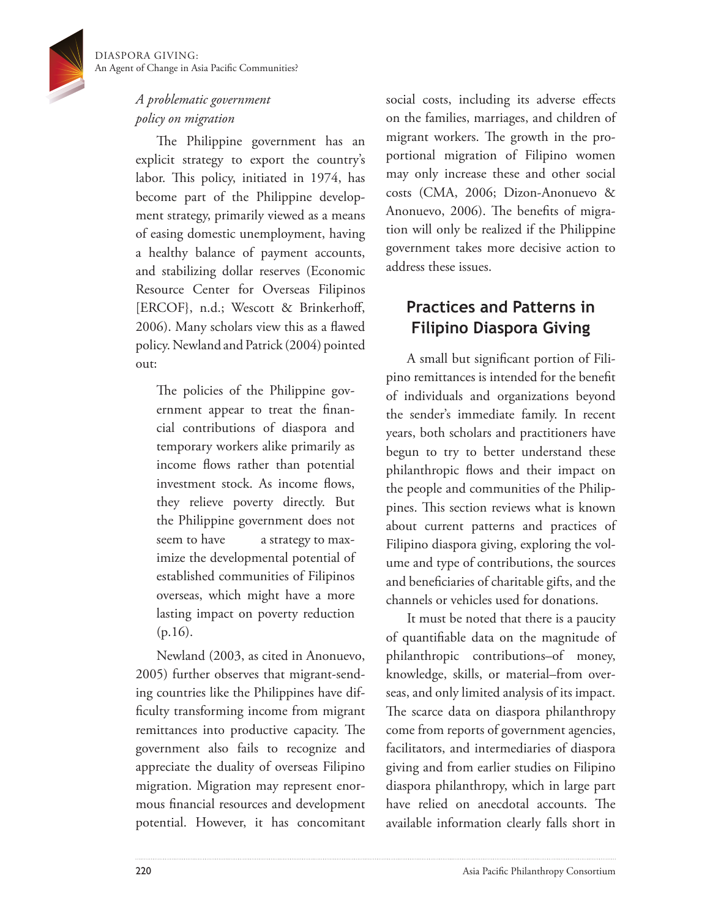*A problematic government policy on migration*

The Philippine government has an explicit strategy to export the country's labor. This policy, initiated in 1974, has become part of the Philippine development strategy, primarily viewed as a means of easing domestic unemployment, having a healthy balance of payment accounts, and stabilizing dollar reserves (Economic Resource Center for Overseas Filipinos [ERCOF}, n.d.; Wescott & Brinkerhoff, 2006). Many scholars view this as a flawed policy. Newland and Patrick (2004) pointed out:

> The policies of the Philippine government appear to treat the financial contributions of diaspora and temporary workers alike primarily as income flows rather than potential investment stock. As income flows, they relieve poverty directly. But the Philippine government does not seem to have a strategy to maximize the developmental potential of established communities of Filipinos overseas, which might have a more lasting impact on poverty reduction (p.16).

Newland (2003, as cited in Anonuevo, 2005) further observes that migrant-sending countries like the Philippines have difficulty transforming income from migrant remittances into productive capacity. The government also fails to recognize and appreciate the duality of overseas Filipino migration. Migration may represent enormous financial resources and development potential. However, it has concomitant social costs, including its adverse effects on the families, marriages, and children of migrant workers. The growth in the proportional migration of Filipino women may only increase these and other social costs (CMA, 2006; Dizon-Anonuevo & Anonuevo, 2006). The benefits of migration will only be realized if the Philippine government takes more decisive action to address these issues.

## Practices and Patterns in Filipino Diaspora Giving

A small but significant portion of Filipino remittances is intended for the benefit of individuals and organizations beyond the sender's immediate family. In recent years, both scholars and practitioners have begun to try to better understand these philanthropic flows and their impact on the people and communities of the Philippines. This section reviews what is known about current patterns and practices of Filipino diaspora giving, exploring the volume and type of contributions, the sources and beneficiaries of charitable gifts, and the channels or vehicles used for donations.

It must be noted that there is a paucity of quantifiable data on the magnitude of philanthropic contributions–of money, knowledge, skills, or material–from overseas, and only limited analysis of its impact. The scarce data on diaspora philanthropy come from reports of government agencies, facilitators, and intermediaries of diaspora giving and from earlier studies on Filipino diaspora philanthropy, which in large part have relied on anecdotal accounts. The available information clearly falls short in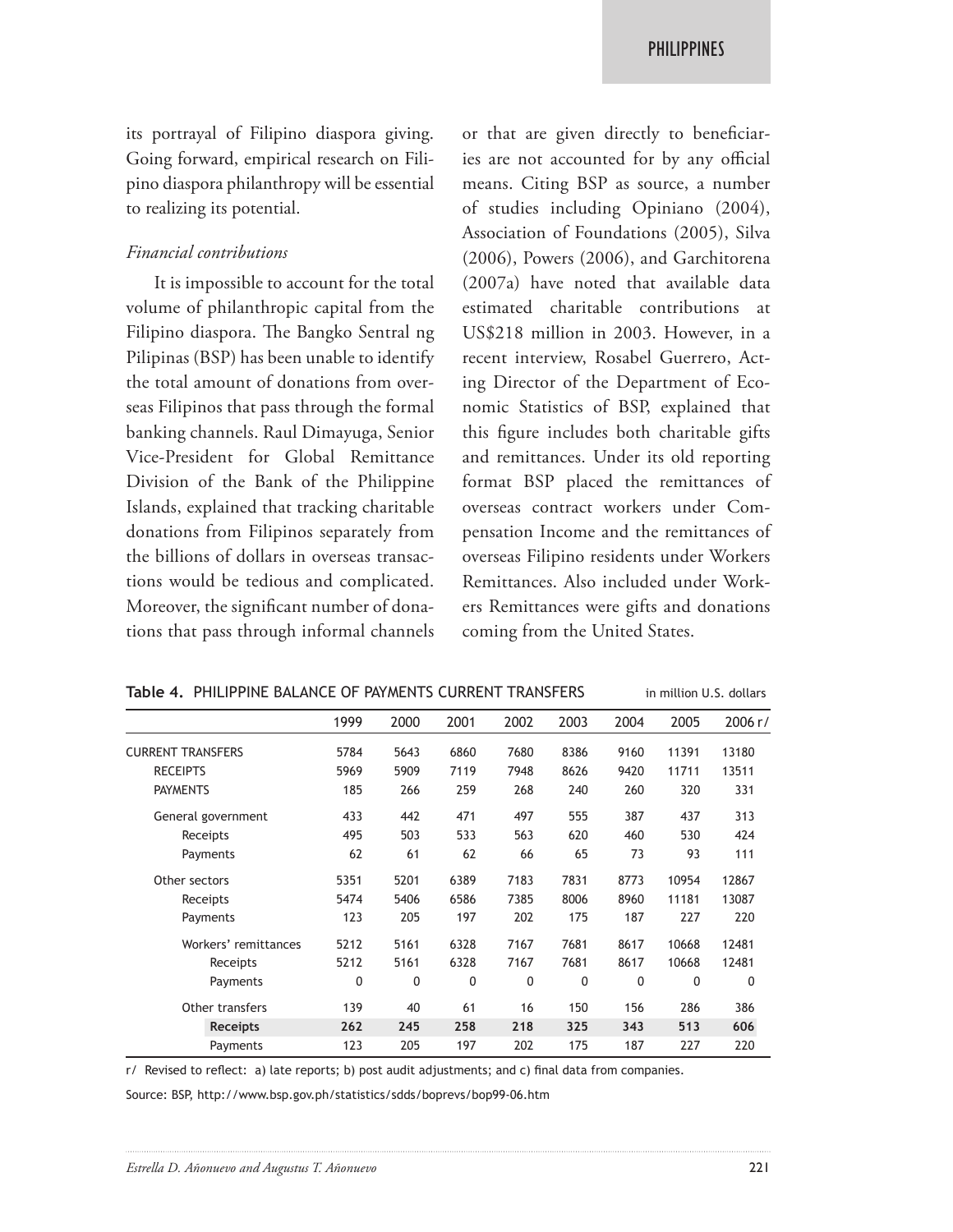its portrayal of Filipino diaspora giving. Going forward, empirical research on Filipino diaspora philanthropy will be essential to realizing its potential.

*Financial contributions*

It is impossible to account for the total volume of philanthropic capital from the Filipino diaspora. The Bangko Sentral ng Pilipinas (BSP) has been unable to identify the total amount of donations from overseas Filipinos that pass through the formal banking channels. Raul Dimayuga, Senior Vice-President for Global Remittance Division of the Bank of the Philippine Islands, explained that tracking charitable donations from Filipinos separately from the billions of dollars in overseas transactions would be tedious and complicated. Moreover, the significant number of donations that pass through informal channels or that are given directly to beneficiaries are not accounted for by any official means. Citing BSP as source, a number of studies including Opiniano (2004), Association of Foundations (2005), Silva (2006), Powers (2006), and Garchitorena (2007a) have noted that available data estimated charitable contributions at US$218 million in 2003. However, in a recent interview, Rosabel Guerrero, Acting Director of the Department of Economic Statistics of BSP, explained that this figure includes both charitable gifts and remittances. Under its old reporting format BSP placed the remittances of overseas contract workers under Compensation Income and the remittances of overseas Filipino residents under Workers Remittances. Also included under Workers Remittances were gifts and donations coming from the United States.

**Table 4.** PHILIPPINE BALANCE OF PAYMENTS CURRENT TRANSFERS — in million U.S. dollars

| | 1999 | 2000 | 2001 | 2002 | 2003 | 2004 | 2005 | 2006 r/ |
|---|---|---|---|---|---|---|---|---|
| CURRENT TRANSFERS | 5784 | 5643 | 6860 | 7680 | 8386 | 9160 | 11391 | 13180 |
| RECEIPTS | 5969 | 5909 | 7119 | 7948 | 8626 | 9420 | 11711 | 13511 |
| PAYMENTS | 185 | 266 | 259 | 268 | 240 | 260 | 320 | 331 |
| General government | 433 | 442 | 471 | 497 | 555 | 387 | 437 | 313 |
| Receipts | 495 | 503 | 533 | 563 | 620 | 460 | 530 | 424 |
| Payments | 62 | 61 | 62 | 66 | 65 | 73 | 93 | 111 |
| Other sectors | 5351 | 5201 | 6389 | 7183 | 7831 | 8773 | 10954 | 12867 |
| Receipts | 5474 | 5406 | 6586 | 7385 | 8006 | 8960 | 11181 | 13087 |
| Payments | 123 | 205 | 197 | 202 | 175 | 187 | 227 | 220 |
| Workers' remittances | 5212 | 5161 | 6328 | 7167 | 7681 | 8617 | 10668 | 12481 |
| Receipts | 5212 | 5161 | 6328 | 7167 | 7681 | 8617 | 10668 | 12481 |
| Payments | 0 | 0 | 0 | 0 | 0 | 0 | 0 | 0 |
| Other transfers | 139 | 40 | 61 | 16 | 150 | 156 | 286 | 386 |
| **Receipts** | **262** | **245** | **258** | **218** | **325** | **343** | **513** | **606** |
| Payments | 123 | 205 | 197 | 202 | 175 | 187 | 227 | 220 |

r/ Revised to reflect: a) late reports; b) post audit adjustments; and c) final data from companies.

Source: BSP, http://www.bsp.gov.ph/statistics/sdds/boprevs/bop99-06.htm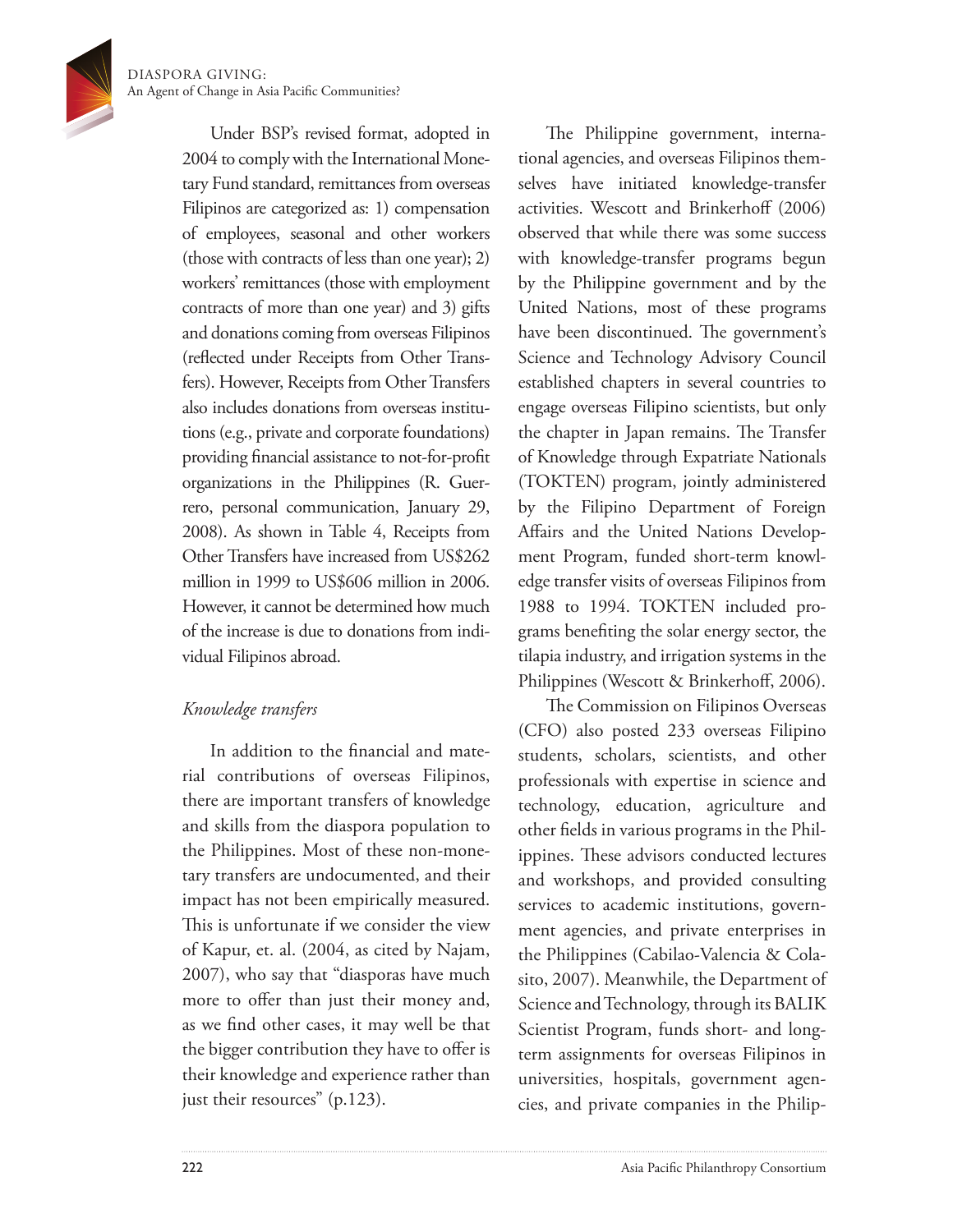Under BSP's revised format, adopted in 2004 to comply with the International Monetary Fund standard, remittances from overseas Filipinos are categorized as: 1) compensation of employees, seasonal and other workers (those with contracts of less than one year); 2) workers' remittances (those with employment contracts of more than one year) and 3) gifts and donations coming from overseas Filipinos (reflected under Receipts from Other Transfers). However, Receipts from Other Transfers also includes donations from overseas institutions (e.g., private and corporate foundations) providing financial assistance to not-for-profit organizations in the Philippines (R. Guerrero, personal communication, January 29, 2008). As shown in Table 4, Receipts from Other Transfers have increased from US$262 million in 1999 to US$606 million in 2006. However, it cannot be determined how much of the increase is due to donations from individual Filipinos abroad.

*Knowledge transfers*

In addition to the financial and material contributions of overseas Filipinos, there are important transfers of knowledge and skills from the diaspora population to the Philippines. Most of these non-monetary transfers are undocumented, and their impact has not been empirically measured. This is unfortunate if we consider the view of Kapur, et. al. (2004, as cited by Najam, 2007), who say that "diasporas have much more to offer than just their money and, as we find other cases, it may well be that the bigger contribution they have to offer is their knowledge and experience rather than just their resources" (p.123).

The Philippine government, international agencies, and overseas Filipinos themselves have initiated knowledge-transfer activities. Wescott and Brinkerhoff (2006) observed that while there was some success with knowledge-transfer programs begun by the Philippine government and by the United Nations, most of these programs have been discontinued. The government's Science and Technology Advisory Council established chapters in several countries to engage overseas Filipino scientists, but only the chapter in Japan remains. The Transfer of Knowledge through Expatriate Nationals (TOKTEN) program, jointly administered by the Filipino Department of Foreign Affairs and the United Nations Development Program, funded short-term knowledge transfer visits of overseas Filipinos from 1988 to 1994. TOKTEN included programs benefiting the solar energy sector, the tilapia industry, and irrigation systems in the Philippines (Wescott & Brinkerhoff, 2006).

The Commission on Filipinos Overseas (CFO) also posted 233 overseas Filipino students, scholars, scientists, and other professionals with expertise in science and technology, education, agriculture and other fields in various programs in the Philippines. These advisors conducted lectures and workshops, and provided consulting services to academic institutions, government agencies, and private enterprises in the Philippines (Cabilao-Valencia & Colasito, 2007). Meanwhile, the Department of Science and Technology, through its BALIK Scientist Program, funds short- and long-term assignments for overseas Filipinos in universities, hospitals, government agencies, and private companies in the Philip-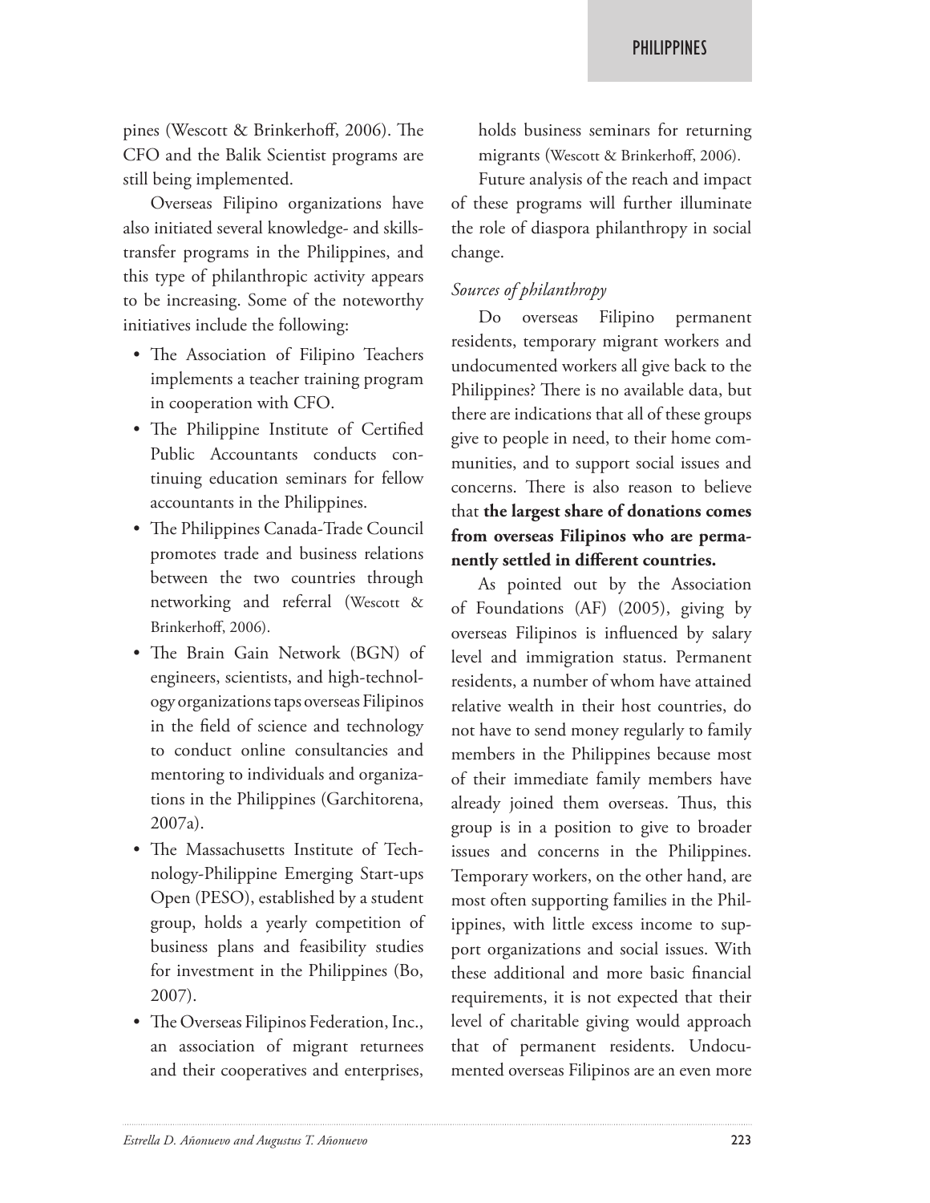pines (Wescott & Brinkerhoff, 2006). The CFO and the Balik Scientist programs are still being implemented.

Overseas Filipino organizations have also initiated several knowledge- and skills-transfer programs in the Philippines, and this type of philanthropic activity appears to be increasing. Some of the noteworthy initiatives include the following:

- The Association of Filipino Teachers implements a teacher training program in cooperation with CFO.
- The Philippine Institute of Certified Public Accountants conducts continuing education seminars for fellow accountants in the Philippines.
- The Philippines Canada-Trade Council promotes trade and business relations between the two countries through networking and referral (Wescott & Brinkerhoff, 2006).
- The Brain Gain Network (BGN) of engineers, scientists, and high-technology organizations taps overseas Filipinos in the field of science and technology to conduct online consultancies and mentoring to individuals and organizations in the Philippines (Garchitorena, 2007a).
- The Massachusetts Institute of Technology-Philippine Emerging Start-ups Open (PESO), established by a student group, holds a yearly competition of business plans and feasibility studies for investment in the Philippines (Bo, 2007).
- The Overseas Filipinos Federation, Inc., an association of migrant returnees and their cooperatives and enterprises, holds business seminars for returning migrants (Wescott & Brinkerhoff, 2006).

Future analysis of the reach and impact of these programs will further illuminate the role of diaspora philanthropy in social change.

*Sources of philanthropy*

Do overseas Filipino permanent residents, temporary migrant workers and undocumented workers all give back to the Philippines? There is no available data, but there are indications that all of these groups give to people in need, to their home communities, and to support social issues and concerns. There is also reason to believe that **the largest share of donations comes from overseas Filipinos who are permanently settled in different countries.**

As pointed out by the Association of Foundations (AF) (2005), giving by overseas Filipinos is influenced by salary level and immigration status. Permanent residents, a number of whom have attained relative wealth in their host countries, do not have to send money regularly to family members in the Philippines because most of their immediate family members have already joined them overseas. Thus, this group is in a position to give to broader issues and concerns in the Philippines. Temporary workers, on the other hand, are most often supporting families in the Philippines, with little excess income to support organizations and social issues. With these additional and more basic financial requirements, it is not expected that their level of charitable giving would approach that of permanent residents. Undocumented overseas Filipinos are an even more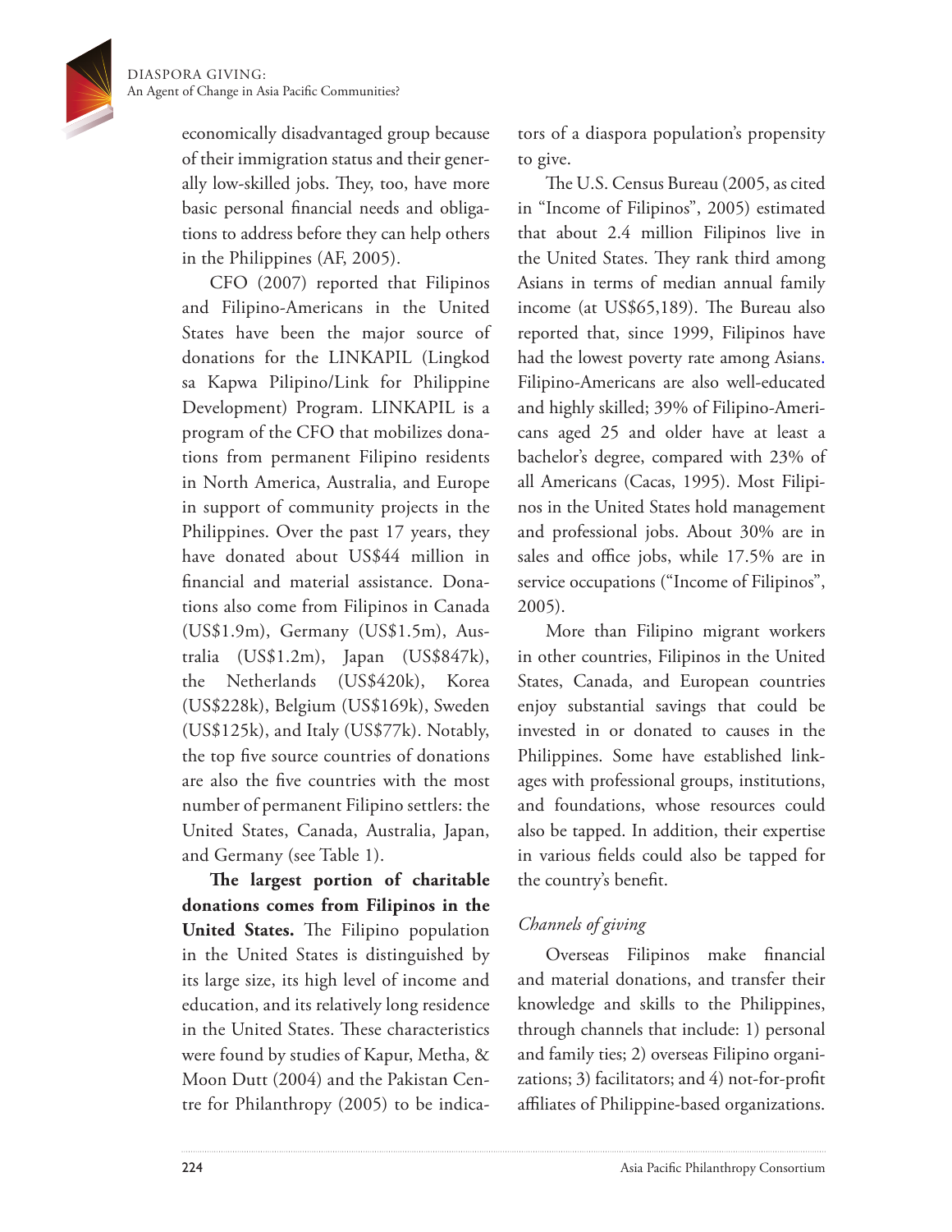economically disadvantaged group because of their immigration status and their generally low-skilled jobs. They, too, have more basic personal financial needs and obligations to address before they can help others in the Philippines (AF, 2005).

CFO (2007) reported that Filipinos and Filipino-Americans in the United States have been the major source of donations for the LINKAPIL (Lingkod sa Kapwa Pilipino/Link for Philippine Development) Program. LINKAPIL is a program of the CFO that mobilizes donations from permanent Filipino residents in North America, Australia, and Europe in support of community projects in the Philippines. Over the past 17 years, they have donated about US$44 million in financial and material assistance. Donations also come from Filipinos in Canada (US$1.9m), Germany (US$1.5m), Australia (US$1.2m), Japan (US$847k), the Netherlands (US$420k), Korea (US$228k), Belgium (US$169k), Sweden (US$125k), and Italy (US$77k). Notably, the top five source countries of donations are also the five countries with the most number of permanent Filipino settlers: the United States, Canada, Australia, Japan, and Germany (see Table 1).

**The largest portion of charitable donations comes from Filipinos in the United States.** The Filipino population in the United States is distinguished by its large size, its high level of income and education, and its relatively long residence in the United States. These characteristics were found by studies of Kapur, Metha, & Moon Dutt (2004) and the Pakistan Centre for Philanthropy (2005) to be indicators of a diaspora population's propensity to give.

The U.S. Census Bureau (2005, as cited in "Income of Filipinos", 2005) estimated that about 2.4 million Filipinos live in the United States. They rank third among Asians in terms of median annual family income (at US$65,189). The Bureau also reported that, since 1999, Filipinos have had the lowest poverty rate among Asians. Filipino-Americans are also well-educated and highly skilled; 39% of Filipino-Americans aged 25 and older have at least a bachelor's degree, compared with 23% of all Americans (Cacas, 1995). Most Filipinos in the United States hold management and professional jobs. About 30% are in sales and office jobs, while 17.5% are in service occupations ("Income of Filipinos", 2005).

More than Filipino migrant workers in other countries, Filipinos in the United States, Canada, and European countries enjoy substantial savings that could be invested in or donated to causes in the Philippines. Some have established linkages with professional groups, institutions, and foundations, whose resources could also be tapped. In addition, their expertise in various fields could also be tapped for the country's benefit.

### *Channels of giving*

Overseas Filipinos make financial and material donations, and transfer their knowledge and skills to the Philippines, through channels that include: 1) personal and family ties; 2) overseas Filipino organizations; 3) facilitators; and 4) not-for-profit affiliates of Philippine-based organizations.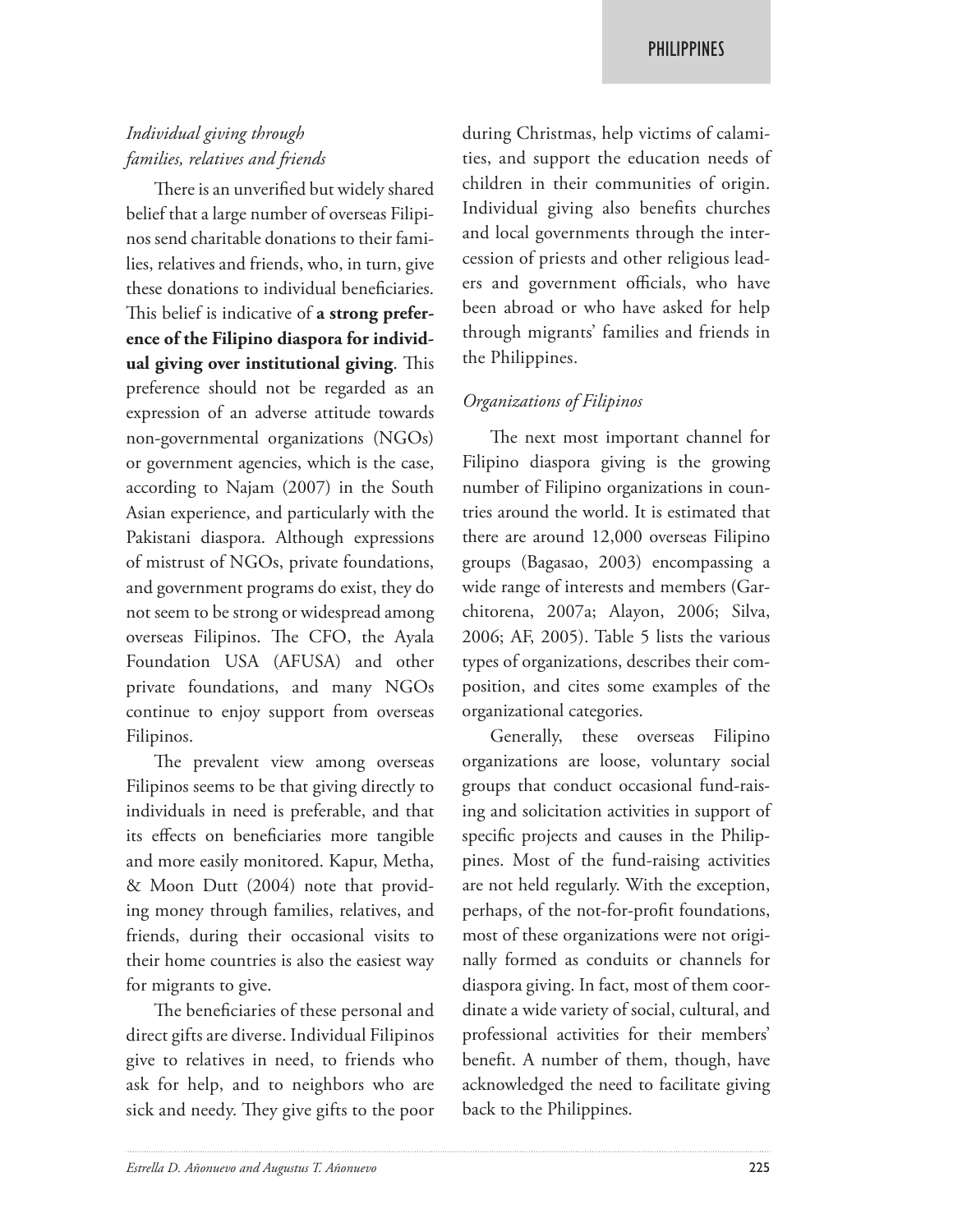*Individual giving through families, relatives and friends*

There is an unverified but widely shared belief that a large number of overseas Filipinos send charitable donations to their families, relatives and friends, who, in turn, give these donations to individual beneficiaries. This belief is indicative of **a strong preference of the Filipino diaspora for individual giving over institutional giving**. This preference should not be regarded as an expression of an adverse attitude towards non-governmental organizations (NGOs) or government agencies, which is the case, according to Najam (2007) in the South Asian experience, and particularly with the Pakistani diaspora. Although expressions of mistrust of NGOs, private foundations, and government programs do exist, they do not seem to be strong or widespread among overseas Filipinos. The CFO, the Ayala Foundation USA (AFUSA) and other private foundations, and many NGOs continue to enjoy support from overseas Filipinos.

The prevalent view among overseas Filipinos seems to be that giving directly to individuals in need is preferable, and that its effects on beneficiaries more tangible and more easily monitored. Kapur, Metha, & Moon Dutt (2004) note that providing money through families, relatives, and friends, during their occasional visits to their home countries is also the easiest way for migrants to give.

The beneficiaries of these personal and direct gifts are diverse. Individual Filipinos give to relatives in need, to friends who ask for help, and to neighbors who are sick and needy. They give gifts to the poor during Christmas, help victims of calamities, and support the education needs of children in their communities of origin. Individual giving also benefits churches and local governments through the intercession of priests and other religious leaders and government officials, who have been abroad or who have asked for help through migrants' families and friends in the Philippines.

*Organizations of Filipinos*

The next most important channel for Filipino diaspora giving is the growing number of Filipino organizations in countries around the world. It is estimated that there are around 12,000 overseas Filipino groups (Bagasao, 2003) encompassing a wide range of interests and members (Garchitorena, 2007a; Alayon, 2006; Silva, 2006; AF, 2005). Table 5 lists the various types of organizations, describes their composition, and cites some examples of the organizational categories.

Generally, these overseas Filipino organizations are loose, voluntary social groups that conduct occasional fund-raising and solicitation activities in support of specific projects and causes in the Philippines. Most of the fund-raising activities are not held regularly. With the exception, perhaps, of the not-for-profit foundations, most of these organizations were not originally formed as conduits or channels for diaspora giving. In fact, most of them coordinate a wide variety of social, cultural, and professional activities for their members' benefit. A number of them, though, have acknowledged the need to facilitate giving back to the Philippines.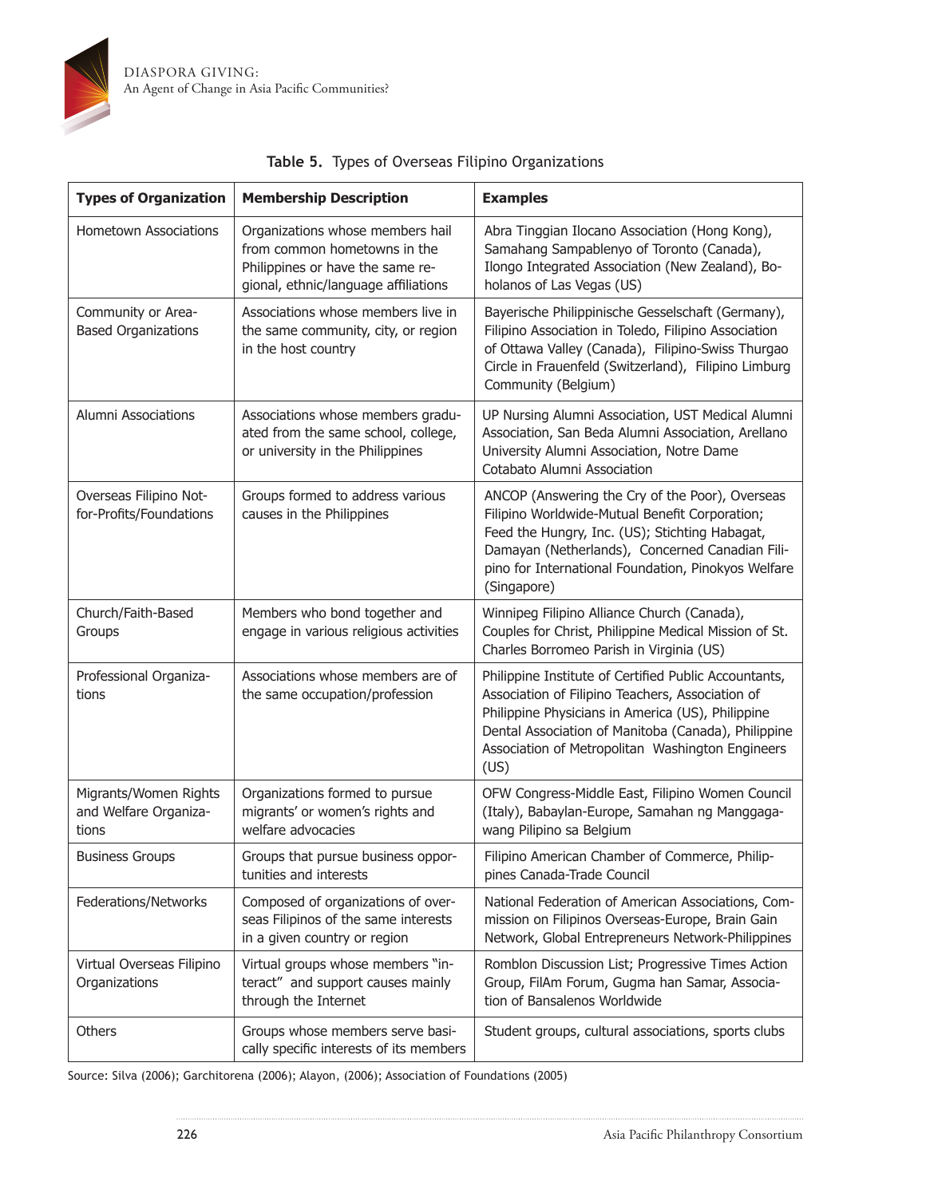**Table 5.** Types of Overseas Filipino Organizations

| Types of Organization | Membership Description | Examples |
|---|---|---|
| Hometown Associations | Organizations whose members hail from common hometowns in the Philippines or have the same regional, ethnic/language affiliations | Abra Tinggian Ilocano Association (Hong Kong), Samahang Sampablenyo of Toronto (Canada), Ilongo Integrated Association (New Zealand), Boholanos of Las Vegas (US) |
| Community or Area-Based Organizations | Associations whose members live in the same community, city, or region in the host country | Bayerische Philippinische Gesselschaft (Germany), Filipino Association in Toledo, Filipino Association of Ottawa Valley (Canada), Filipino-Swiss Thurgao Circle in Frauenfeld (Switzerland), Filipino Limburg Community (Belgium) |
| Alumni Associations | Associations whose members graduated from the same school, college, or university in the Philippines | UP Nursing Alumni Association, UST Medical Alumni Association, San Beda Alumni Association, Arellano University Alumni Association, Notre Dame Cotabato Alumni Association |
| Overseas Filipino Not-for-Profits/Foundations | Groups formed to address various causes in the Philippines | ANCOP (Answering the Cry of the Poor), Overseas Filipino Worldwide-Mutual Benefit Corporation; Feed the Hungry, Inc. (US); Stichting Habagat, Damayan (Netherlands), Concerned Canadian Filipino for International Foundation, Pinokyos Welfare (Singapore) |
| Church/Faith-Based Groups | Members who bond together and engage in various religious activities | Winnipeg Filipino Alliance Church (Canada), Couples for Christ, Philippine Medical Mission of St. Charles Borromeo Parish in Virginia (US) |
| Professional Organizations | Associations whose members are of the same occupation/profession | Philippine Institute of Certified Public Accountants, Association of Filipino Teachers, Association of Philippine Physicians in America (US), Philippine Dental Association of Manitoba (Canada), Philippine Association of Metropolitan Washington Engineers (US) |
| Migrants/Women Rights and Welfare Organizations | Organizations formed to pursue migrants' or women's rights and welfare advocacies | OFW Congress-Middle East, Filipino Women Council (Italy), Babaylan-Europe, Samahan ng Manggagawang Pilipino sa Belgium |
| Business Groups | Groups that pursue business opportunities and interests | Filipino American Chamber of Commerce, Philippines Canada-Trade Council |
| Federations/Networks | Composed of organizations of overseas Filipinos of the same interests in a given country or region | National Federation of American Associations, Commission on Filipinos Overseas-Europe, Brain Gain Network, Global Entrepreneurs Network-Philippines |
| Virtual Overseas Filipino Organizations | Virtual groups whose members "interact" and support causes mainly through the Internet | Romblon Discussion List; Progressive Times Action Group, FilAm Forum, Gugma han Samar, Association of Bansalenos Worldwide |
| Others | Groups whose members serve basically specific interests of its members | Student groups, cultural associations, sports clubs |

Source: Silva (2006); Garchitorena (2006); Alayon, (2006); Association of Foundations (2005)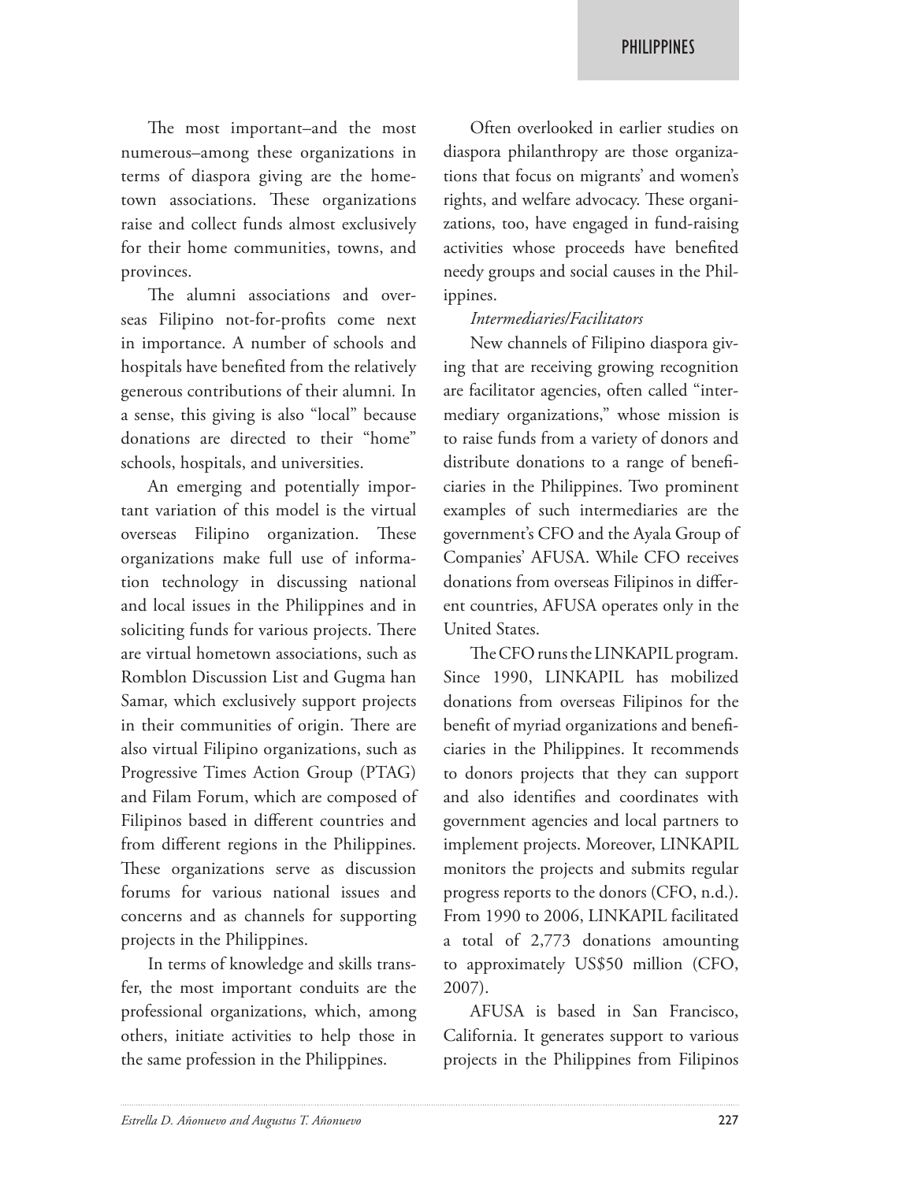The most important–and the most numerous–among these organizations in terms of diaspora giving are the hometown associations. These organizations raise and collect funds almost exclusively for their home communities, towns, and provinces.

The alumni associations and overseas Filipino not-for-profits come next in importance. A number of schools and hospitals have benefited from the relatively generous contributions of their alumni. In a sense, this giving is also "local" because donations are directed to their "home" schools, hospitals, and universities.

An emerging and potentially important variation of this model is the virtual overseas Filipino organization. These organizations make full use of information technology in discussing national and local issues in the Philippines and in soliciting funds for various projects. There are virtual hometown associations, such as Romblon Discussion List and Gugma han Samar, which exclusively support projects in their communities of origin. There are also virtual Filipino organizations, such as Progressive Times Action Group (PTAG) and Filam Forum, which are composed of Filipinos based in different countries and from different regions in the Philippines. These organizations serve as discussion forums for various national issues and concerns and as channels for supporting projects in the Philippines.

In terms of knowledge and skills transfer, the most important conduits are the professional organizations, which, among others, initiate activities to help those in the same profession in the Philippines.

Often overlooked in earlier studies on diaspora philanthropy are those organizations that focus on migrants' and women's rights, and welfare advocacy. These organizations, too, have engaged in fund-raising activities whose proceeds have benefited needy groups and social causes in the Philippines.

*Intermediaries/Facilitators*

New channels of Filipino diaspora giving that are receiving growing recognition are facilitator agencies, often called "intermediary organizations," whose mission is to raise funds from a variety of donors and distribute donations to a range of beneficiaries in the Philippines. Two prominent examples of such intermediaries are the government's CFO and the Ayala Group of Companies' AFUSA. While CFO receives donations from overseas Filipinos in different countries, AFUSA operates only in the United States.

The CFO runs the LINKAPIL program. Since 1990, LINKAPIL has mobilized donations from overseas Filipinos for the benefit of myriad organizations and beneficiaries in the Philippines. It recommends to donors projects that they can support and also identifies and coordinates with government agencies and local partners to implement projects. Moreover, LINKAPIL monitors the projects and submits regular progress reports to the donors (CFO, n.d.). From 1990 to 2006, LINKAPIL facilitated a total of 2,773 donations amounting to approximately US$50 million (CFO, 2007).

AFUSA is based in San Francisco, California. It generates support to various projects in the Philippines from Filipinos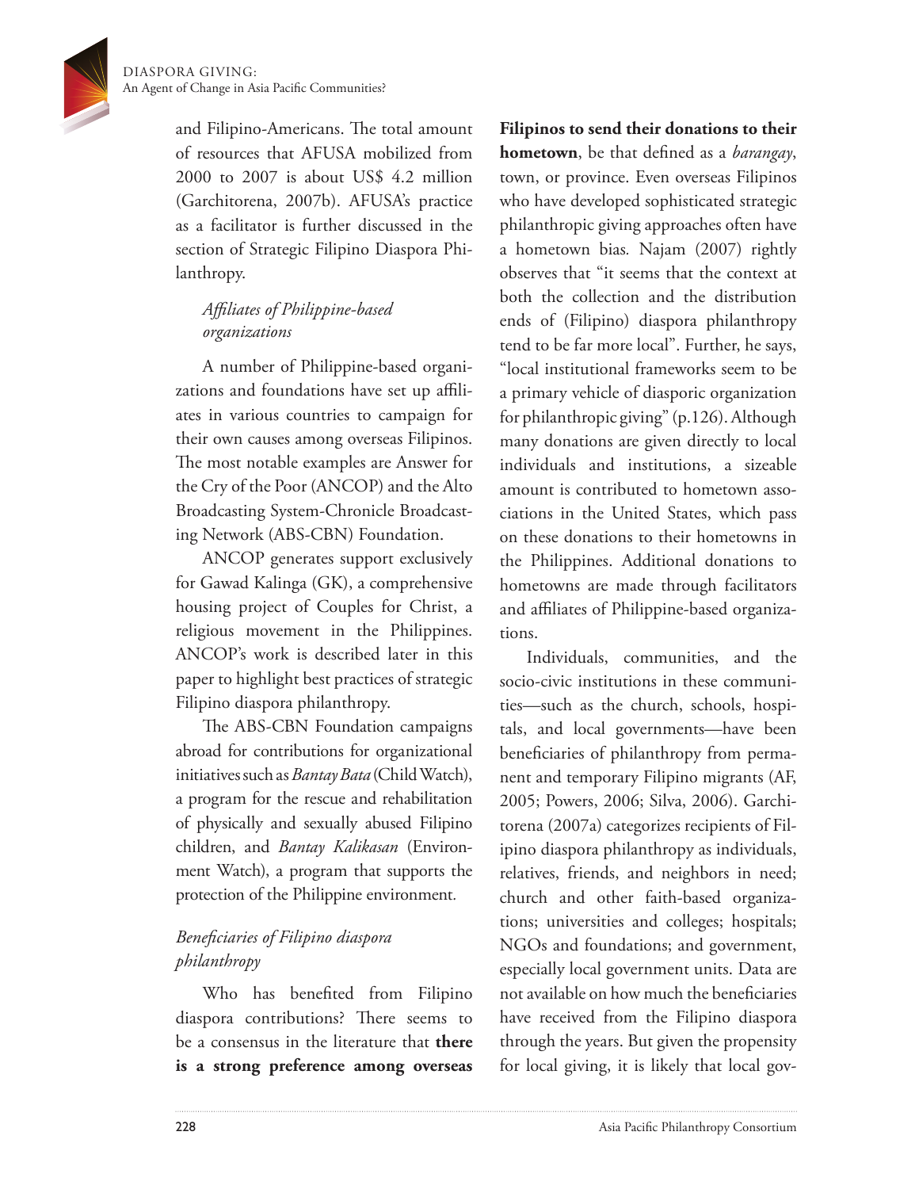and Filipino-Americans. The total amount of resources that AFUSA mobilized from 2000 to 2007 is about US$ 4.2 million (Garchitorena, 2007b). AFUSA's practice as a facilitator is further discussed in the section of Strategic Filipino Diaspora Philanthropy.

### *Affiliates of Philippine-based organizations*

A number of Philippine-based organizations and foundations have set up affiliates in various countries to campaign for their own causes among overseas Filipinos. The most notable examples are Answer for the Cry of the Poor (ANCOP) and the Alto Broadcasting System-Chronicle Broadcasting Network (ABS-CBN) Foundation.

ANCOP generates support exclusively for Gawad Kalinga (GK), a comprehensive housing project of Couples for Christ, a religious movement in the Philippines. ANCOP's work is described later in this paper to highlight best practices of strategic Filipino diaspora philanthropy.

The ABS-CBN Foundation campaigns abroad for contributions for organizational initiatives such as *Bantay Bata* (Child Watch), a program for the rescue and rehabilitation of physically and sexually abused Filipino children, and *Bantay Kalikasan* (Environment Watch), a program that supports the protection of the Philippine environment.

### *Beneficiaries of Filipino diaspora philanthropy*

Who has benefited from Filipino diaspora contributions? There seems to be a consensus in the literature that **there is a strong preference among overseas Filipinos to send their donations to their hometown**, be that defined as a *barangay*, town, or province. Even overseas Filipinos who have developed sophisticated strategic philanthropic giving approaches often have a hometown bias. Najam (2007) rightly observes that "it seems that the context at both the collection and the distribution ends of (Filipino) diaspora philanthropy tend to be far more local". Further, he says, "local institutional frameworks seem to be a primary vehicle of diasporic organization for philanthropic giving" (p.126). Although many donations are given directly to local individuals and institutions, a sizeable amount is contributed to hometown associations in the United States, which pass on these donations to their hometowns in the Philippines. Additional donations to hometowns are made through facilitators and affiliates of Philippine-based organizations.

Individuals, communities, and the socio-civic institutions in these communities—such as the church, schools, hospitals, and local governments—have been beneficiaries of philanthropy from permanent and temporary Filipino migrants (AF, 2005; Powers, 2006; Silva, 2006). Garchitorena (2007a) categorizes recipients of Filipino diaspora philanthropy as individuals, relatives, friends, and neighbors in need; church and other faith-based organizations; universities and colleges; hospitals; NGOs and foundations; and government, especially local government units. Data are not available on how much the beneficiaries have received from the Filipino diaspora through the years. But given the propensity for local giving, it is likely that local gov-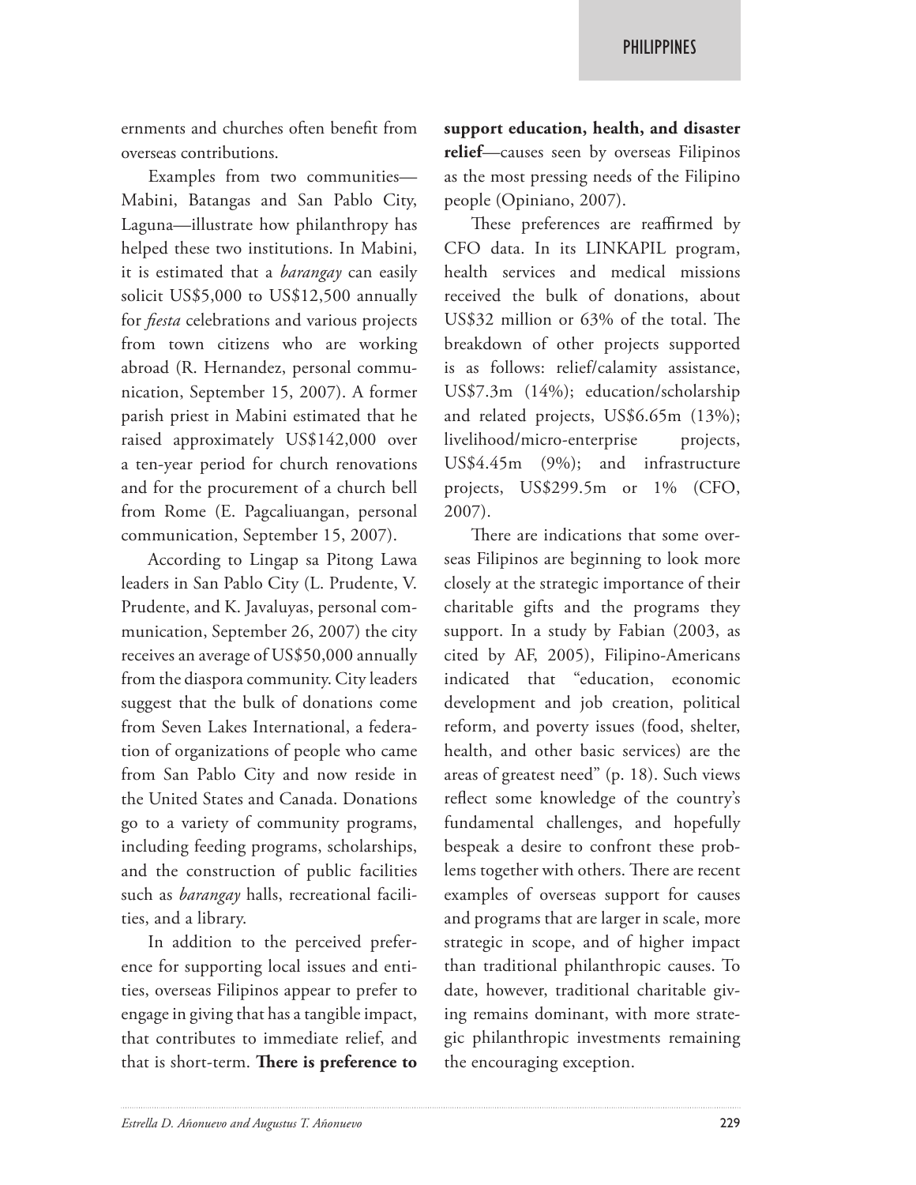ernments and churches often benefit from overseas contributions.

Examples from two communities—Mabini, Batangas and San Pablo City, Laguna—illustrate how philanthropy has helped these two institutions. In Mabini, it is estimated that a *barangay* can easily solicit US$5,000 to US$12,500 annually for *fiesta* celebrations and various projects from town citizens who are working abroad (R. Hernandez, personal communication, September 15, 2007). A former parish priest in Mabini estimated that he raised approximately US$142,000 over a ten-year period for church renovations and for the procurement of a church bell from Rome (E. Pagcaliuangan, personal communication, September 15, 2007).

According to Lingap sa Pitong Lawa leaders in San Pablo City (L. Prudente, V. Prudente, and K. Javaluyas, personal communication, September 26, 2007) the city receives an average of US$50,000 annually from the diaspora community. City leaders suggest that the bulk of donations come from Seven Lakes International, a federation of organizations of people who came from San Pablo City and now reside in the United States and Canada. Donations go to a variety of community programs, including feeding programs, scholarships, and the construction of public facilities such as *barangay* halls, recreational facilities, and a library.

In addition to the perceived preference for supporting local issues and entities, overseas Filipinos appear to prefer to engage in giving that has a tangible impact, that contributes to immediate relief, and that is short-term. **There is preference to support education, health, and disaster relief**—causes seen by overseas Filipinos as the most pressing needs of the Filipino people (Opiniano, 2007).

These preferences are reaffirmed by CFO data. In its LINKAPIL program, health services and medical missions received the bulk of donations, about US$32 million or 63% of the total. The breakdown of other projects supported is as follows: relief/calamity assistance, US$7.3m (14%); education/scholarship and related projects, US$6.65m (13%); livelihood/micro-enterprise projects, US$4.45m (9%); and infrastructure projects, US$299.5m or 1% (CFO, 2007).

There are indications that some overseas Filipinos are beginning to look more closely at the strategic importance of their charitable gifts and the programs they support. In a study by Fabian (2003, as cited by AF, 2005), Filipino-Americans indicated that "education, economic development and job creation, political reform, and poverty issues (food, shelter, health, and other basic services) are the areas of greatest need" (p. 18). Such views reflect some knowledge of the country's fundamental challenges, and hopefully bespeak a desire to confront these problems together with others. There are recent examples of overseas support for causes and programs that are larger in scale, more strategic in scope, and of higher impact than traditional philanthropic causes. To date, however, traditional charitable giving remains dominant, with more strategic philanthropic investments remaining the encouraging exception.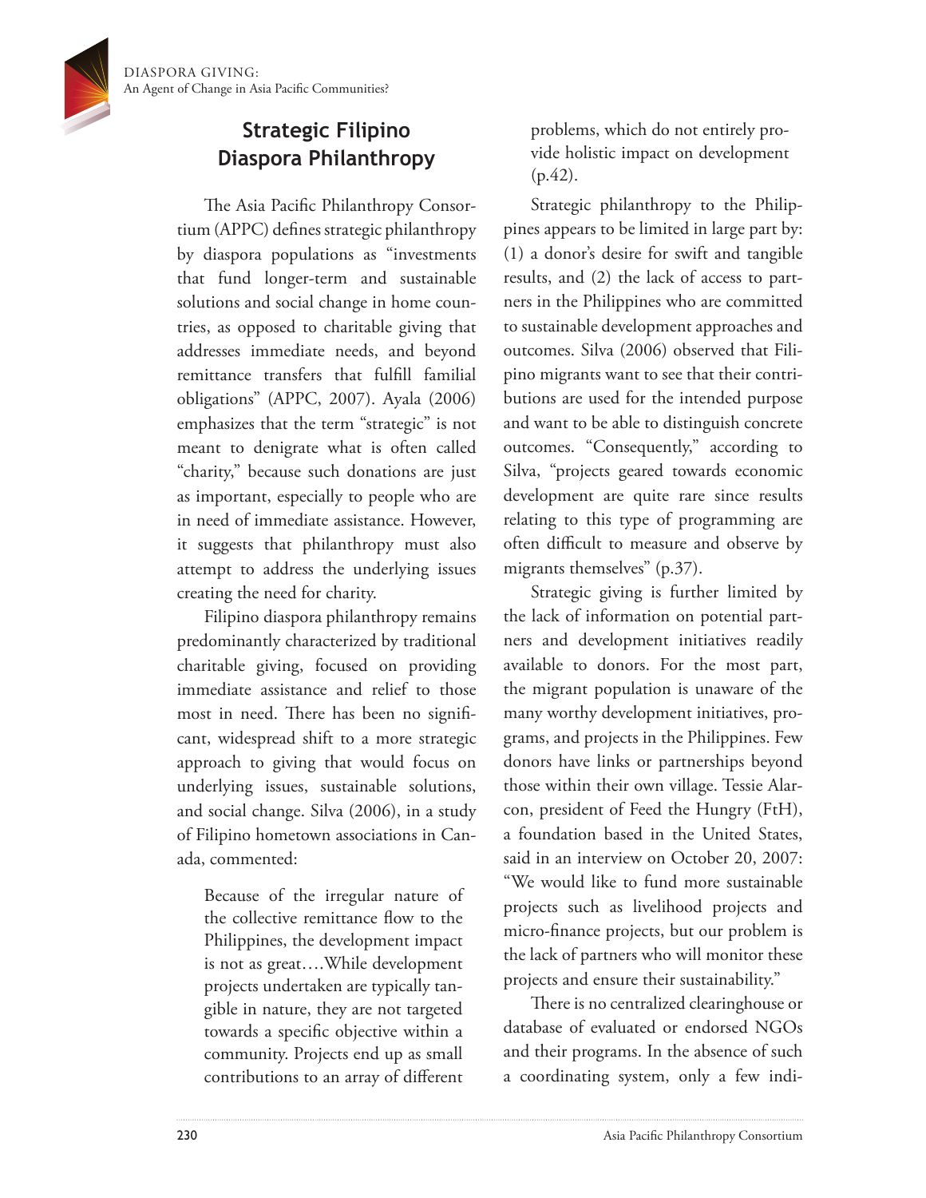## Strategic Filipino Diaspora Philanthropy

The Asia Pacific Philanthropy Consortium (APPC) defines strategic philanthropy by diaspora populations as "investments that fund longer-term and sustainable solutions and social change in home countries, as opposed to charitable giving that addresses immediate needs, and beyond remittance transfers that fulfill familial obligations" (APPC, 2007). Ayala (2006) emphasizes that the term "strategic" is not meant to denigrate what is often called "charity," because such donations are just as important, especially to people who are in need of immediate assistance. However, it suggests that philanthropy must also attempt to address the underlying issues creating the need for charity.

Filipino diaspora philanthropy remains predominantly characterized by traditional charitable giving, focused on providing immediate assistance and relief to those most in need. There has been no significant, widespread shift to a more strategic approach to giving that would focus on underlying issues, sustainable solutions, and social change. Silva (2006), in a study of Filipino hometown associations in Canada, commented:

> Because of the irregular nature of the collective remittance flow to the Philippines, the development impact is not as great….While development projects undertaken are typically tangible in nature, they are not targeted towards a specific objective within a community. Projects end up as small contributions to an array of different problems, which do not entirely provide holistic impact on development (p.42).

Strategic philanthropy to the Philippines appears to be limited in large part by: (1) a donor's desire for swift and tangible results, and (2) the lack of access to partners in the Philippines who are committed to sustainable development approaches and outcomes. Silva (2006) observed that Filipino migrants want to see that their contributions are used for the intended purpose and want to be able to distinguish concrete outcomes. "Consequently," according to Silva, "projects geared towards economic development are quite rare since results relating to this type of programming are often difficult to measure and observe by migrants themselves" (p.37).

Strategic giving is further limited by the lack of information on potential partners and development initiatives readily available to donors. For the most part, the migrant population is unaware of the many worthy development initiatives, programs, and projects in the Philippines. Few donors have links or partnerships beyond those within their own village. Tessie Alarcon, president of Feed the Hungry (FtH), a foundation based in the United States, said in an interview on October 20, 2007: "We would like to fund more sustainable projects such as livelihood projects and micro-finance projects, but our problem is the lack of partners who will monitor these projects and ensure their sustainability."

There is no centralized clearinghouse or database of evaluated or endorsed NGOs and their programs. In the absence of such a coordinating system, only a few indi-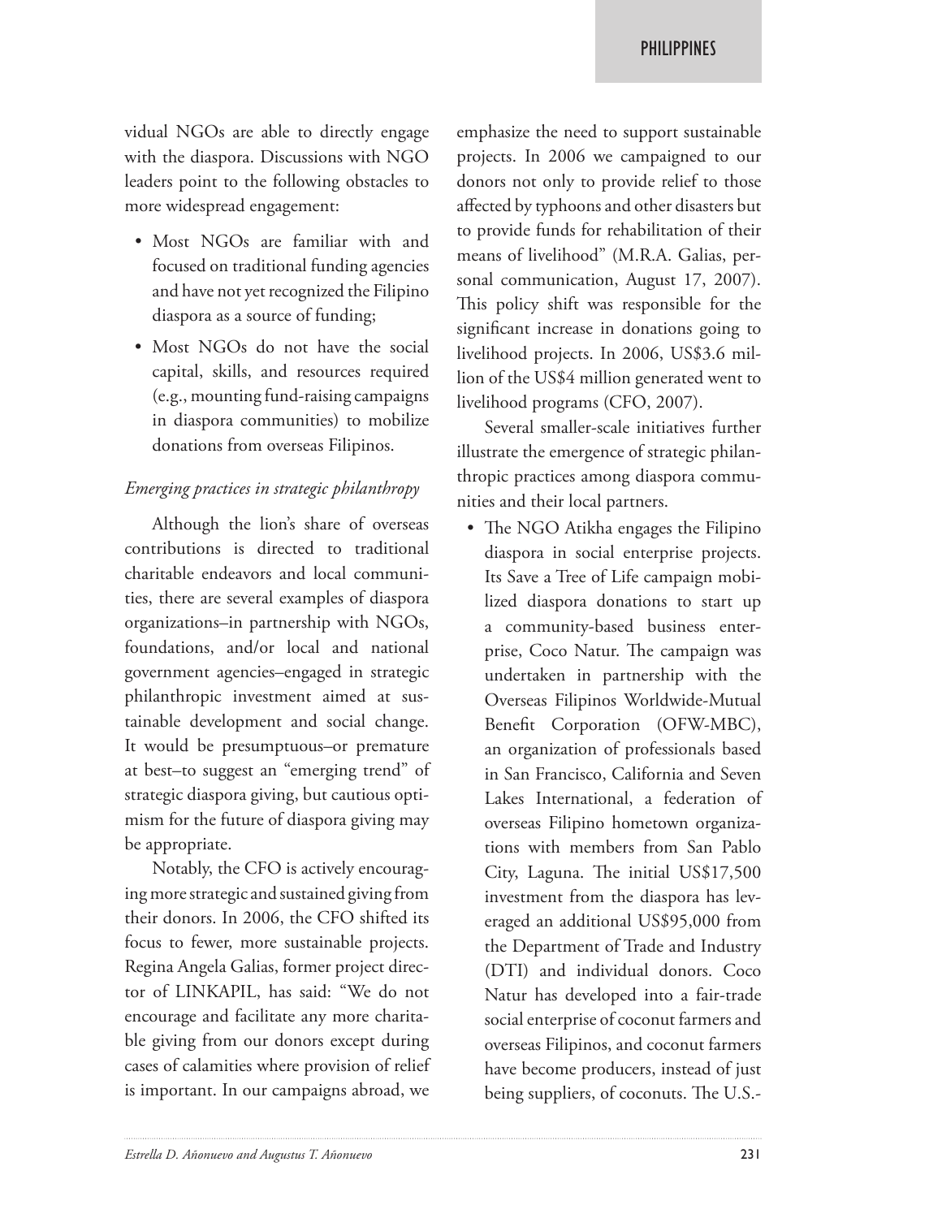vidual NGOs are able to directly engage with the diaspora. Discussions with NGO leaders point to the following obstacles to more widespread engagement:

- Most NGOs are familiar with and focused on traditional funding agencies and have not yet recognized the Filipino diaspora as a source of funding;
- Most NGOs do not have the social capital, skills, and resources required (e.g., mounting fund-raising campaigns in diaspora communities) to mobilize donations from overseas Filipinos.

*Emerging practices in strategic philanthropy*

Although the lion's share of overseas contributions is directed to traditional charitable endeavors and local communities, there are several examples of diaspora organizations–in partnership with NGOs, foundations, and/or local and national government agencies–engaged in strategic philanthropic investment aimed at sustainable development and social change. It would be presumptuous–or premature at best–to suggest an "emerging trend" of strategic diaspora giving, but cautious optimism for the future of diaspora giving may be appropriate.

Notably, the CFO is actively encouraging more strategic and sustained giving from their donors. In 2006, the CFO shifted its focus to fewer, more sustainable projects. Regina Angela Galias, former project director of LINKAPIL, has said: "We do not encourage and facilitate any more charitable giving from our donors except during cases of calamities where provision of relief is important. In our campaigns abroad, we emphasize the need to support sustainable projects. In 2006 we campaigned to our donors not only to provide relief to those affected by typhoons and other disasters but to provide funds for rehabilitation of their means of livelihood" (M.R.A. Galias, personal communication, August 17, 2007). This policy shift was responsible for the significant increase in donations going to livelihood projects. In 2006, US$3.6 million of the US$4 million generated went to livelihood programs (CFO, 2007).

Several smaller-scale initiatives further illustrate the emergence of strategic philanthropic practices among diaspora communities and their local partners.

- The NGO Atikha engages the Filipino diaspora in social enterprise projects. Its Save a Tree of Life campaign mobilized diaspora donations to start up a community-based business enterprise, Coco Natur. The campaign was undertaken in partnership with the Overseas Filipinos Worldwide-Mutual Benefit Corporation (OFW-MBC), an organization of professionals based in San Francisco, California and Seven Lakes International, a federation of overseas Filipino hometown organizations with members from San Pablo City, Laguna. The initial US$17,500 investment from the diaspora has leveraged an additional US$95,000 from the Department of Trade and Industry (DTI) and individual donors. Coco Natur has developed into a fair-trade social enterprise of coconut farmers and overseas Filipinos, and coconut farmers have become producers, instead of just being suppliers, of coconuts. The U.S.-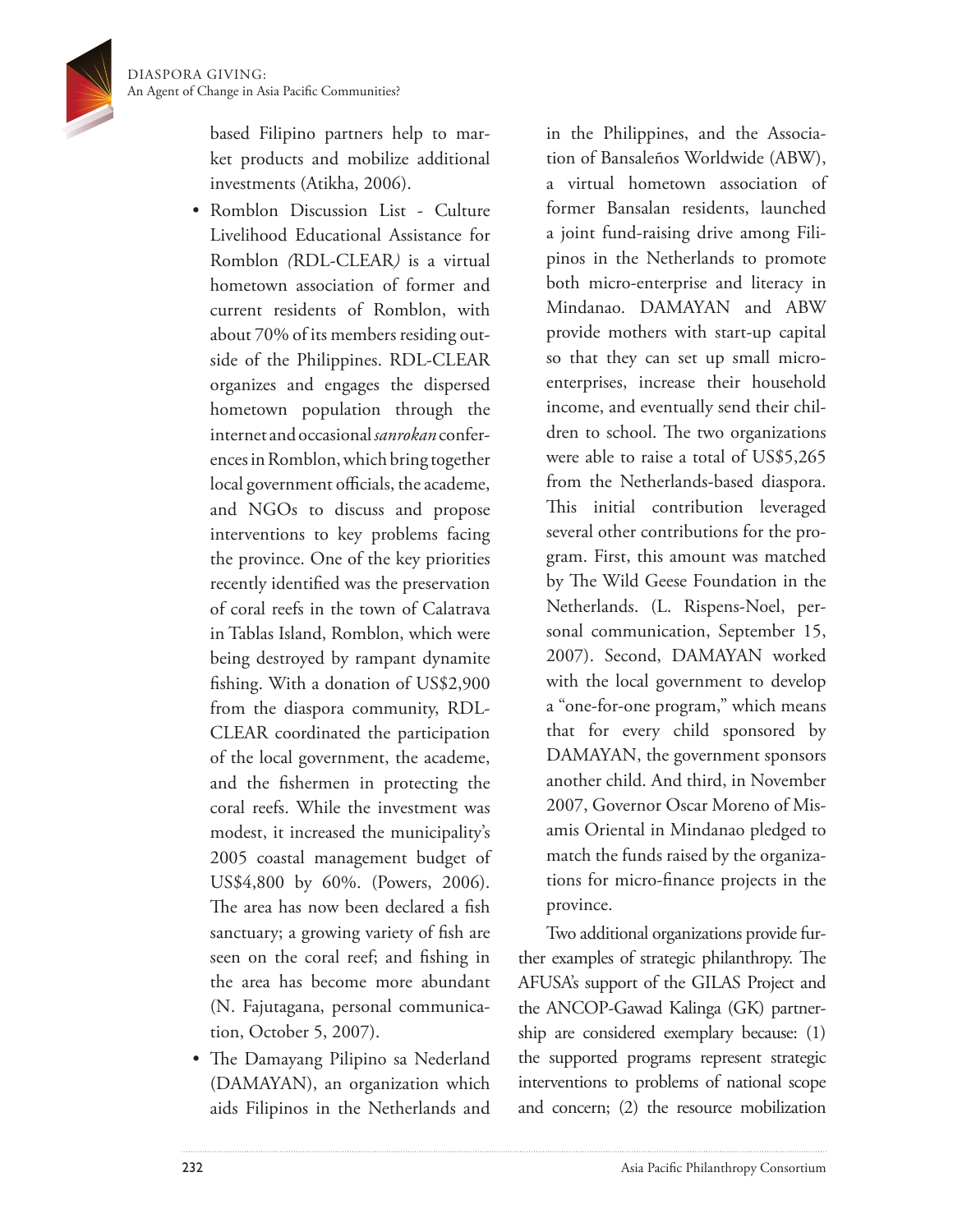based Filipino partners help to market products and mobilize additional investments (Atikha, 2006).

- Romblon Discussion List - Culture Livelihood Educational Assistance for Romblon *(*RDL-CLEAR*)* is a virtual hometown association of former and current residents of Romblon, with about 70% of its members residing outside of the Philippines. RDL-CLEAR organizes and engages the dispersed hometown population through the internet and occasional *sanrokan* conferences in Romblon, which bring together local government officials, the academe, and NGOs to discuss and propose interventions to key problems facing the province. One of the key priorities recently identified was the preservation of coral reefs in the town of Calatrava in Tablas Island, Romblon, which were being destroyed by rampant dynamite fishing. With a donation of US$2,900 from the diaspora community, RDL-CLEAR coordinated the participation of the local government, the academe, and the fishermen in protecting the coral reefs. While the investment was modest, it increased the municipality's 2005 coastal management budget of US$4,800 by 60%. (Powers, 2006). The area has now been declared a fish sanctuary; a growing variety of fish are seen on the coral reef; and fishing in the area has become more abundant (N. Fajutagana, personal communication, October 5, 2007).
- The Damayang Pilipino sa Nederland (DAMAYAN), an organization which aids Filipinos in the Netherlands and in the Philippines, and the Association of Bansaleños Worldwide (ABW), a virtual hometown association of former Bansalan residents, launched a joint fund-raising drive among Filipinos in the Netherlands to promote both micro-enterprise and literacy in Mindanao. DAMAYAN and ABW provide mothers with start-up capital so that they can set up small micro-enterprises, increase their household income, and eventually send their children to school. The two organizations were able to raise a total of US$5,265 from the Netherlands-based diaspora. This initial contribution leveraged several other contributions for the program. First, this amount was matched by The Wild Geese Foundation in the Netherlands. (L. Rispens-Noel, personal communication, September 15, 2007). Second, DAMAYAN worked with the local government to develop a "one-for-one program," which means that for every child sponsored by DAMAYAN, the government sponsors another child. And third, in November 2007, Governor Oscar Moreno of Misamis Oriental in Mindanao pledged to match the funds raised by the organizations for micro-finance projects in the province.

Two additional organizations provide further examples of strategic philanthropy. The AFUSA's support of the GILAS Project and the ANCOP-Gawad Kalinga (GK) partnership are considered exemplary because: (1) the supported programs represent strategic interventions to problems of national scope and concern; (2) the resource mobilization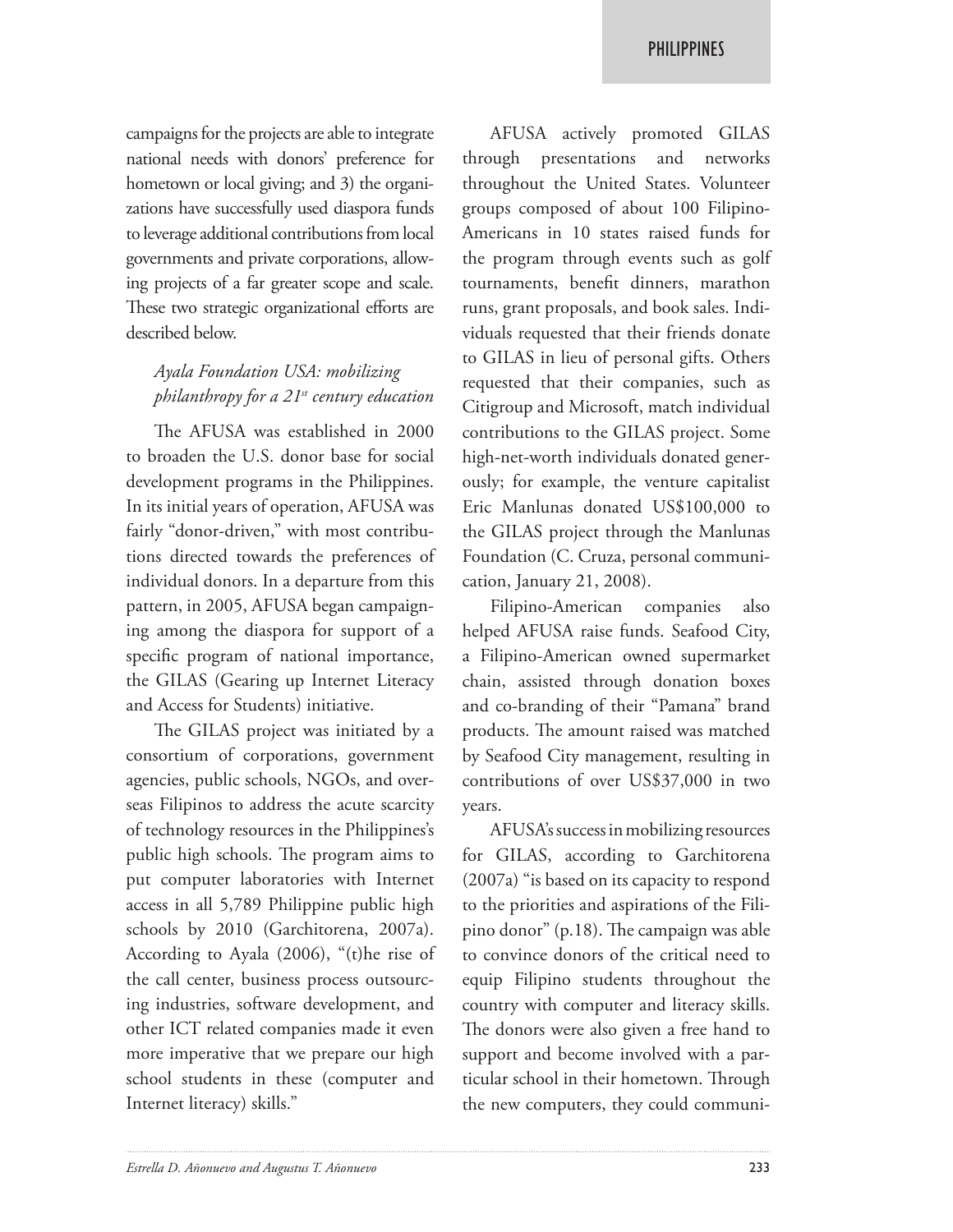campaigns for the projects are able to integrate national needs with donors' preference for hometown or local giving; and 3) the organizations have successfully used diaspora funds to leverage additional contributions from local governments and private corporations, allowing projects of a far greater scope and scale. These two strategic organizational efforts are described below.

### *Ayala Foundation USA: mobilizing philanthropy for a 21st century education*

The AFUSA was established in 2000 to broaden the U.S. donor base for social development programs in the Philippines. In its initial years of operation, AFUSA was fairly "donor-driven," with most contributions directed towards the preferences of individual donors. In a departure from this pattern, in 2005, AFUSA began campaigning among the diaspora for support of a specific program of national importance, the GILAS (Gearing up Internet Literacy and Access for Students) initiative.

The GILAS project was initiated by a consortium of corporations, government agencies, public schools, NGOs, and overseas Filipinos to address the acute scarcity of technology resources in the Philippines's public high schools. The program aims to put computer laboratories with Internet access in all 5,789 Philippine public high schools by 2010 (Garchitorena, 2007a). According to Ayala (2006), "(t)he rise of the call center, business process outsourcing industries, software development, and other ICT related companies made it even more imperative that we prepare our high school students in these (computer and Internet literacy) skills."

AFUSA actively promoted GILAS through presentations and networks throughout the United States. Volunteer groups composed of about 100 Filipino-Americans in 10 states raised funds for the program through events such as golf tournaments, benefit dinners, marathon runs, grant proposals, and book sales. Individuals requested that their friends donate to GILAS in lieu of personal gifts. Others requested that their companies, such as Citigroup and Microsoft, match individual contributions to the GILAS project. Some high-net-worth individuals donated generously; for example, the venture capitalist Eric Manlunas donated US$100,000 to the GILAS project through the Manlunas Foundation (C. Cruza, personal communication, January 21, 2008).

Filipino-American companies also helped AFUSA raise funds. Seafood City, a Filipino-American owned supermarket chain, assisted through donation boxes and co-branding of their "Pamana" brand products. The amount raised was matched by Seafood City management, resulting in contributions of over US$37,000 in two years.

AFUSA's success in mobilizing resources for GILAS, according to Garchitorena (2007a) "is based on its capacity to respond to the priorities and aspirations of the Filipino donor" (p.18). The campaign was able to convince donors of the critical need to equip Filipino students throughout the country with computer and literacy skills. The donors were also given a free hand to support and become involved with a particular school in their hometown. Through the new computers, they could communi-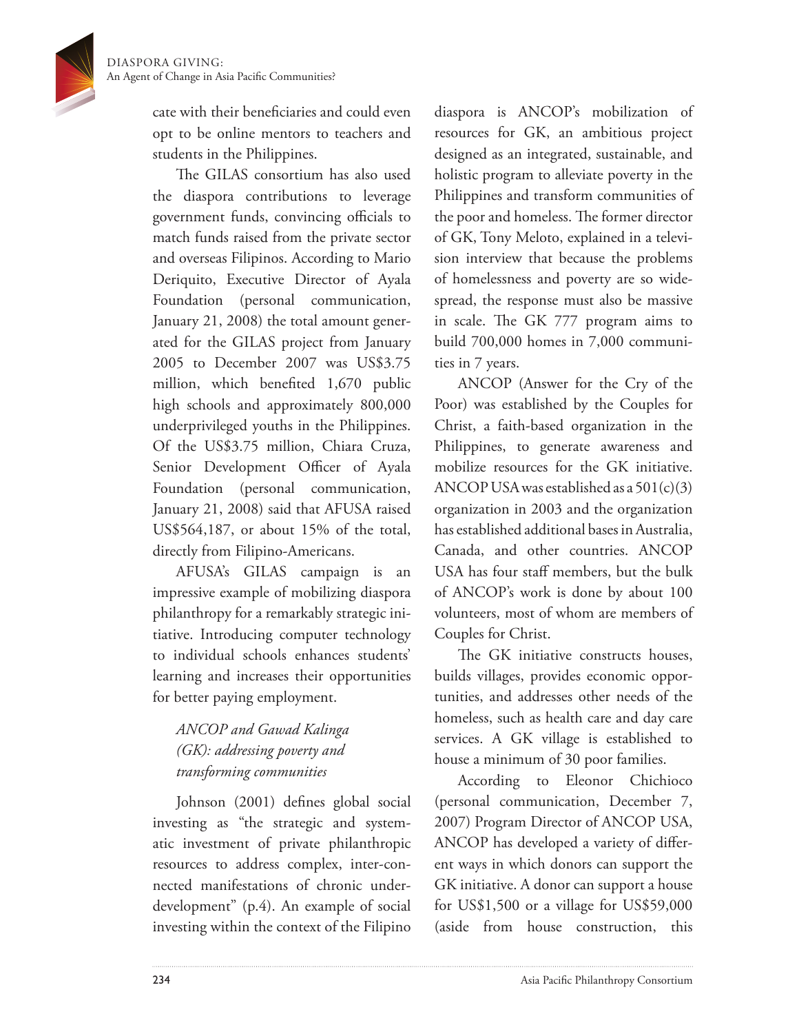cate with their beneficiaries and could even opt to be online mentors to teachers and students in the Philippines.

The GILAS consortium has also used the diaspora contributions to leverage government funds, convincing officials to match funds raised from the private sector and overseas Filipinos. According to Mario Deriquito, Executive Director of Ayala Foundation (personal communication, January 21, 2008) the total amount generated for the GILAS project from January 2005 to December 2007 was US$3.75 million, which benefited 1,670 public high schools and approximately 800,000 underprivileged youths in the Philippines. Of the US$3.75 million, Chiara Cruza, Senior Development Officer of Ayala Foundation (personal communication, January 21, 2008) said that AFUSA raised US$564,187, or about 15% of the total, directly from Filipino-Americans.

AFUSA's GILAS campaign is an impressive example of mobilizing diaspora philanthropy for a remarkably strategic initiative. Introducing computer technology to individual schools enhances students' learning and increases their opportunities for better paying employment.

### *ANCOP and Gawad Kalinga (GK): addressing poverty and transforming communities*

Johnson (2001) defines global social investing as "the strategic and systematic investment of private philanthropic resources to address complex, inter-connected manifestations of chronic underdevelopment" (p.4). An example of social investing within the context of the Filipino diaspora is ANCOP's mobilization of resources for GK, an ambitious project designed as an integrated, sustainable, and holistic program to alleviate poverty in the Philippines and transform communities of the poor and homeless. The former director of GK, Tony Meloto, explained in a television interview that because the problems of homelessness and poverty are so widespread, the response must also be massive in scale. The GK 777 program aims to build 700,000 homes in 7,000 communities in 7 years.

ANCOP (Answer for the Cry of the Poor) was established by the Couples for Christ, a faith-based organization in the Philippines, to generate awareness and mobilize resources for the GK initiative. ANCOP USA was established as a 501(c)(3) organization in 2003 and the organization has established additional bases in Australia, Canada, and other countries. ANCOP USA has four staff members, but the bulk of ANCOP's work is done by about 100 volunteers, most of whom are members of Couples for Christ.

The GK initiative constructs houses, builds villages, provides economic opportunities, and addresses other needs of the homeless, such as health care and day care services. A GK village is established to house a minimum of 30 poor families.

According to Eleonor Chichioco (personal communication, December 7, 2007) Program Director of ANCOP USA, ANCOP has developed a variety of different ways in which donors can support the GK initiative. A donor can support a house for US$1,500 or a village for US$59,000 (aside from house construction, this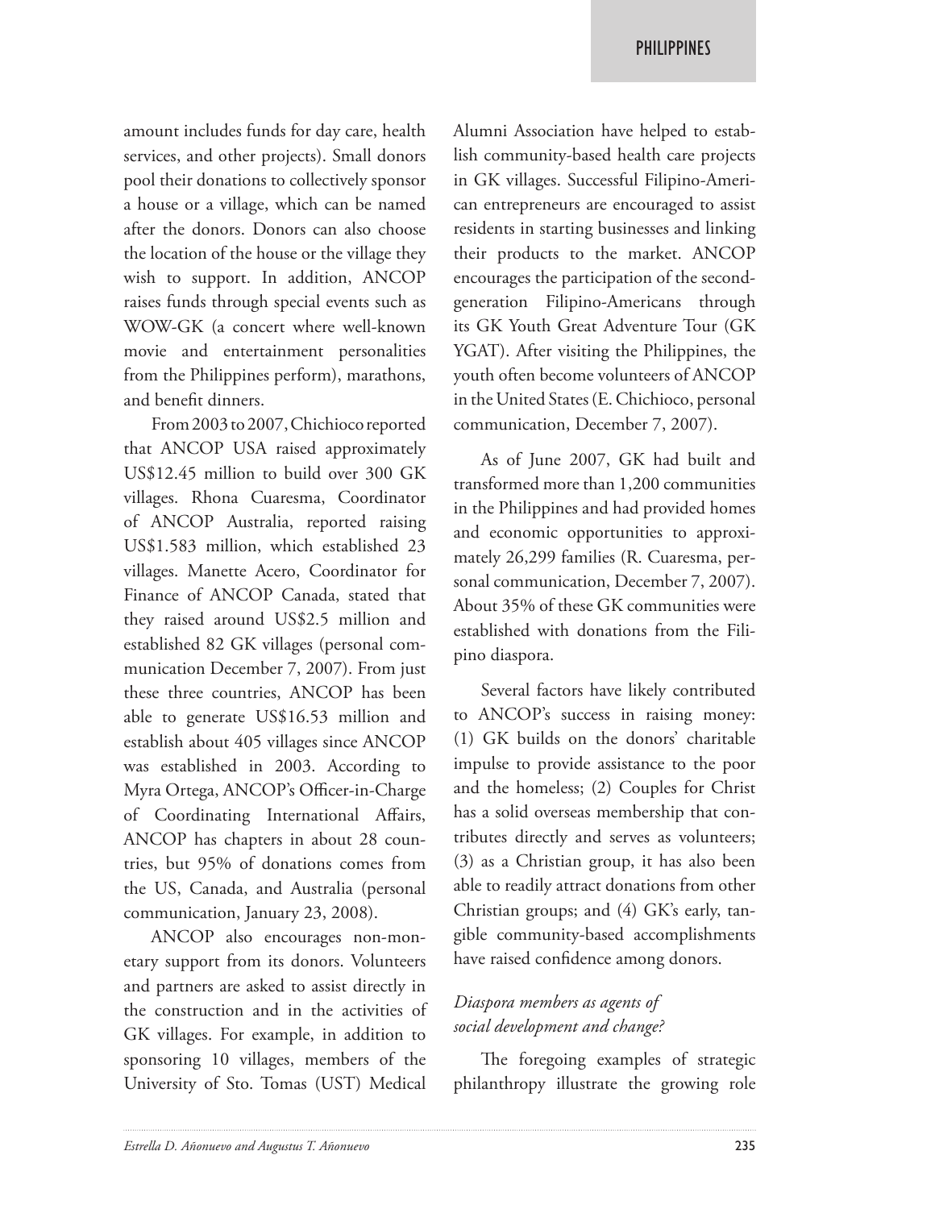amount includes funds for day care, health services, and other projects). Small donors pool their donations to collectively sponsor a house or a village, which can be named after the donors. Donors can also choose the location of the house or the village they wish to support. In addition, ANCOP raises funds through special events such as WOW-GK (a concert where well-known movie and entertainment personalities from the Philippines perform), marathons, and benefit dinners.

From 2003 to 2007, Chichioco reported that ANCOP USA raised approximately US$12.45 million to build over 300 GK villages. Rhona Cuaresma, Coordinator of ANCOP Australia, reported raising US$1.583 million, which established 23 villages. Manette Acero, Coordinator for Finance of ANCOP Canada, stated that they raised around US$2.5 million and established 82 GK villages (personal communication December 7, 2007). From just these three countries, ANCOP has been able to generate US$16.53 million and establish about 405 villages since ANCOP was established in 2003. According to Myra Ortega, ANCOP's Officer-in-Charge of Coordinating International Affairs, ANCOP has chapters in about 28 countries, but 95% of donations comes from the US, Canada, and Australia (personal communication, January 23, 2008).

ANCOP also encourages non-monetary support from its donors. Volunteers and partners are asked to assist directly in the construction and in the activities of GK villages. For example, in addition to sponsoring 10 villages, members of the University of Sto. Tomas (UST) Medical Alumni Association have helped to establish community-based health care projects in GK villages. Successful Filipino-American entrepreneurs are encouraged to assist residents in starting businesses and linking their products to the market. ANCOP encourages the participation of the second-generation Filipino-Americans through its GK Youth Great Adventure Tour (GK YGAT). After visiting the Philippines, the youth often become volunteers of ANCOP in the United States (E. Chichioco, personal communication, December 7, 2007).

As of June 2007, GK had built and transformed more than 1,200 communities in the Philippines and had provided homes and economic opportunities to approximately 26,299 families (R. Cuaresma, personal communication, December 7, 2007). About 35% of these GK communities were established with donations from the Filipino diaspora.

Several factors have likely contributed to ANCOP's success in raising money: (1) GK builds on the donors' charitable impulse to provide assistance to the poor and the homeless; (2) Couples for Christ has a solid overseas membership that contributes directly and serves as volunteers; (3) as a Christian group, it has also been able to readily attract donations from other Christian groups; and (4) GK's early, tangible community-based accomplishments have raised confidence among donors.

### *Diaspora members as agents of social development and change?*

The foregoing examples of strategic philanthropy illustrate the growing role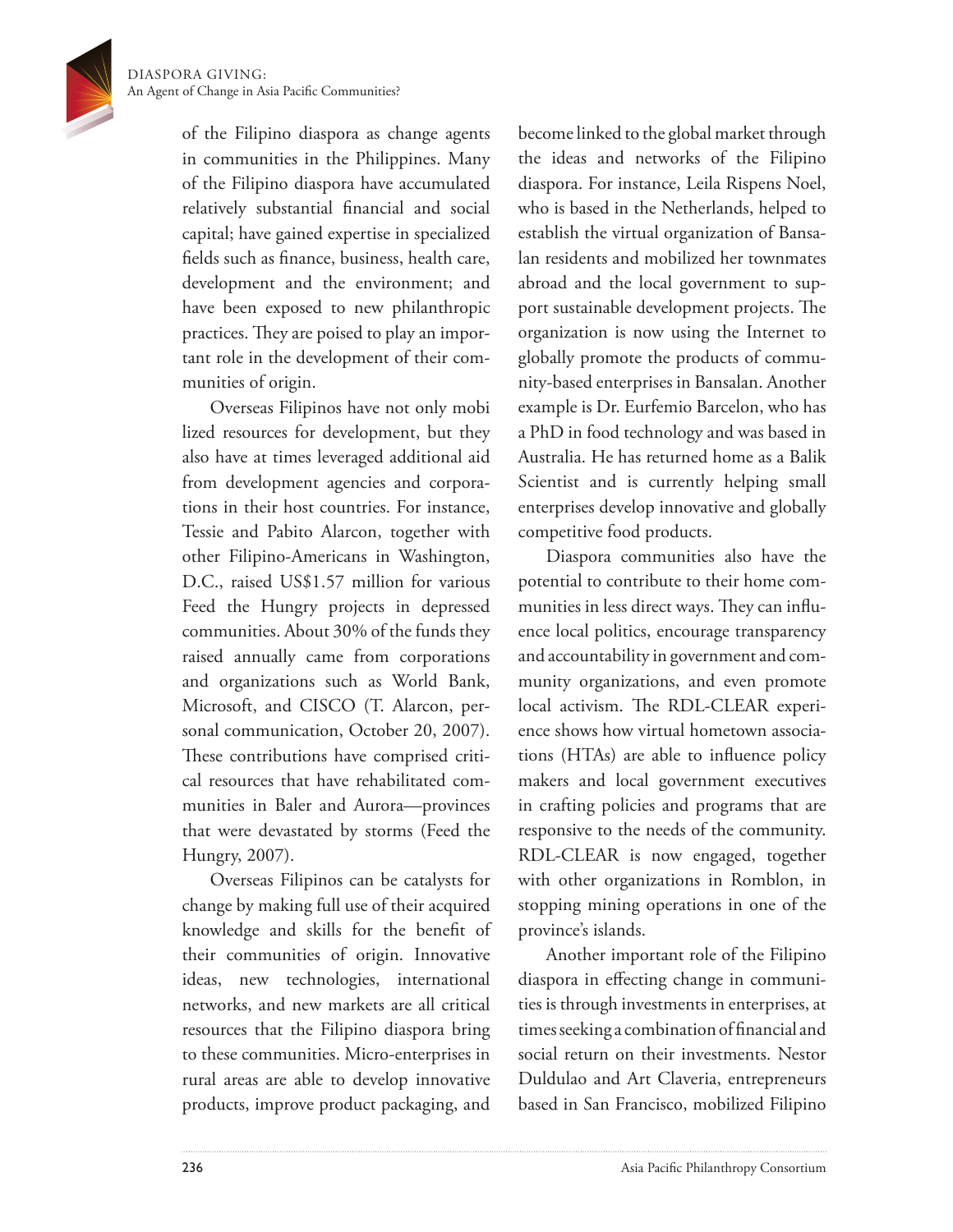of the Filipino diaspora as change agents in communities in the Philippines. Many of the Filipino diaspora have accumulated relatively substantial financial and social capital; have gained expertise in specialized fields such as finance, business, health care, development and the environment; and have been exposed to new philanthropic practices. They are poised to play an important role in the development of their communities of origin.

Overseas Filipinos have not only mobi lized resources for development, but they also have at times leveraged additional aid from development agencies and corporations in their host countries. For instance, Tessie and Pabito Alarcon, together with other Filipino-Americans in Washington, D.C., raised US$1.57 million for various Feed the Hungry projects in depressed communities. About 30% of the funds they raised annually came from corporations and organizations such as World Bank, Microsoft, and CISCO (T. Alarcon, personal communication, October 20, 2007). These contributions have comprised critical resources that have rehabilitated communities in Baler and Aurora—provinces that were devastated by storms (Feed the Hungry, 2007).

Overseas Filipinos can be catalysts for change by making full use of their acquired knowledge and skills for the benefit of their communities of origin. Innovative ideas, new technologies, international networks, and new markets are all critical resources that the Filipino diaspora bring to these communities. Micro-enterprises in rural areas are able to develop innovative products, improve product packaging, and become linked to the global market through the ideas and networks of the Filipino diaspora. For instance, Leila Rispens Noel, who is based in the Netherlands, helped to establish the virtual organization of Bansalan residents and mobilized her townmates abroad and the local government to support sustainable development projects. The organization is now using the Internet to globally promote the products of community-based enterprises in Bansalan. Another example is Dr. Eurfemio Barcelon, who has a PhD in food technology and was based in Australia. He has returned home as a Balik Scientist and is currently helping small enterprises develop innovative and globally competitive food products.

Diaspora communities also have the potential to contribute to their home communities in less direct ways. They can influence local politics, encourage transparency and accountability in government and community organizations, and even promote local activism. The RDL-CLEAR experience shows how virtual hometown associations (HTAs) are able to influence policy makers and local government executives in crafting policies and programs that are responsive to the needs of the community. RDL-CLEAR is now engaged, together with other organizations in Romblon, in stopping mining operations in one of the province's islands.

Another important role of the Filipino diaspora in effecting change in communities is through investments in enterprises, at times seeking a combination of financial and social return on their investments. Nestor Duldulao and Art Claveria, entrepreneurs based in San Francisco, mobilized Filipino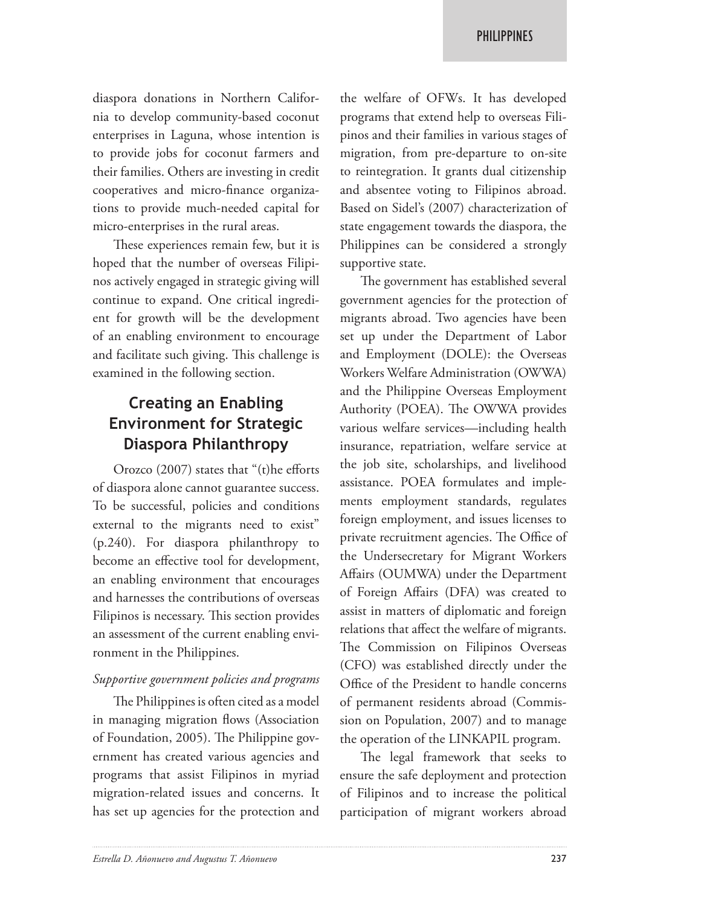diaspora donations in Northern California to develop community-based coconut enterprises in Laguna, whose intention is to provide jobs for coconut farmers and their families. Others are investing in credit cooperatives and micro-finance organizations to provide much-needed capital for micro-enterprises in the rural areas.

These experiences remain few, but it is hoped that the number of overseas Filipinos actively engaged in strategic giving will continue to expand. One critical ingredient for growth will be the development of an enabling environment to encourage and facilitate such giving. This challenge is examined in the following section.

## Creating an Enabling Environment for Strategic Diaspora Philanthropy

Orozco (2007) states that "(t)he efforts of diaspora alone cannot guarantee success. To be successful, policies and conditions external to the migrants need to exist" (p.240). For diaspora philanthropy to become an effective tool for development, an enabling environment that encourages and harnesses the contributions of overseas Filipinos is necessary. This section provides an assessment of the current enabling environment in the Philippines.

*Supportive government policies and programs*

The Philippines is often cited as a model in managing migration flows (Association of Foundation, 2005). The Philippine government has created various agencies and programs that assist Filipinos in myriad migration-related issues and concerns. It has set up agencies for the protection and the welfare of OFWs. It has developed programs that extend help to overseas Filipinos and their families in various stages of migration, from pre-departure to on-site to reintegration. It grants dual citizenship and absentee voting to Filipinos abroad. Based on Sidel's (2007) characterization of state engagement towards the diaspora, the Philippines can be considered a strongly supportive state.

The government has established several government agencies for the protection of migrants abroad. Two agencies have been set up under the Department of Labor and Employment (DOLE): the Overseas Workers Welfare Administration (OWWA) and the Philippine Overseas Employment Authority (POEA). The OWWA provides various welfare services—including health insurance, repatriation, welfare service at the job site, scholarships, and livelihood assistance. POEA formulates and implements employment standards, regulates foreign employment, and issues licenses to private recruitment agencies. The Office of the Undersecretary for Migrant Workers Affairs (OUMWA) under the Department of Foreign Affairs (DFA) was created to assist in matters of diplomatic and foreign relations that affect the welfare of migrants. The Commission on Filipinos Overseas (CFO) was established directly under the Office of the President to handle concerns of permanent residents abroad (Commission on Population, 2007) and to manage the operation of the LINKAPIL program.

The legal framework that seeks to ensure the safe deployment and protection of Filipinos and to increase the political participation of migrant workers abroad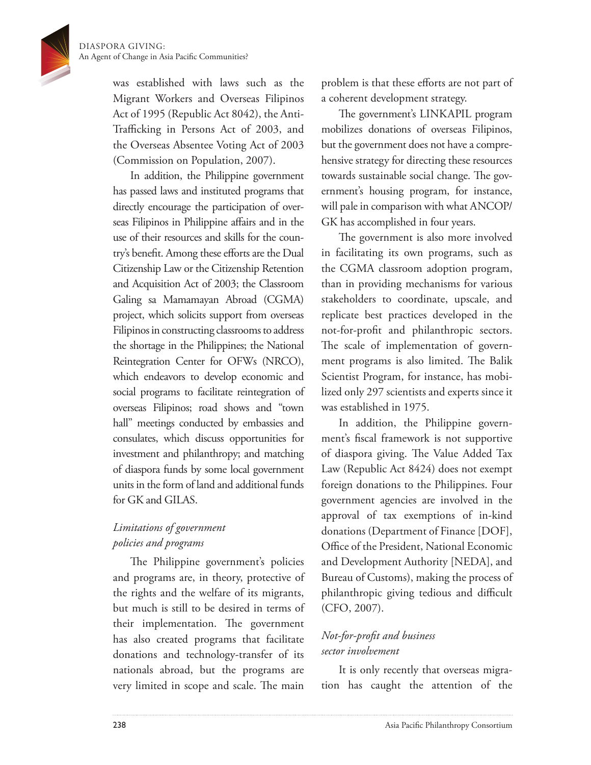was established with laws such as the Migrant Workers and Overseas Filipinos Act of 1995 (Republic Act 8042), the Anti-Trafficking in Persons Act of 2003, and the Overseas Absentee Voting Act of 2003 (Commission on Population, 2007).

In addition, the Philippine government has passed laws and instituted programs that directly encourage the participation of overseas Filipinos in Philippine affairs and in the use of their resources and skills for the country's benefit. Among these efforts are the Dual Citizenship Law or the Citizenship Retention and Acquisition Act of 2003; the Classroom Galing sa Mamamayan Abroad (CGMA) project, which solicits support from overseas Filipinos in constructing classrooms to address the shortage in the Philippines; the National Reintegration Center for OFWs (NRCO), which endeavors to develop economic and social programs to facilitate reintegration of overseas Filipinos; road shows and "town hall" meetings conducted by embassies and consulates, which discuss opportunities for investment and philanthropy; and matching of diaspora funds by some local government units in the form of land and additional funds for GK and GILAS.

### *Limitations of government policies and programs*

The Philippine government's policies and programs are, in theory, protective of the rights and the welfare of its migrants, but much is still to be desired in terms of their implementation. The government has also created programs that facilitate donations and technology-transfer of its nationals abroad, but the programs are very limited in scope and scale. The main problem is that these efforts are not part of a coherent development strategy.

The government's LINKAPIL program mobilizes donations of overseas Filipinos, but the government does not have a comprehensive strategy for directing these resources towards sustainable social change. The government's housing program, for instance, will pale in comparison with what ANCOP/GK has accomplished in four years.

The government is also more involved in facilitating its own programs, such as the CGMA classroom adoption program, than in providing mechanisms for various stakeholders to coordinate, upscale, and replicate best practices developed in the not-for-profit and philanthropic sectors. The scale of implementation of government programs is also limited. The Balik Scientist Program, for instance, has mobilized only 297 scientists and experts since it was established in 1975.

In addition, the Philippine government's fiscal framework is not supportive of diaspora giving. The Value Added Tax Law (Republic Act 8424) does not exempt foreign donations to the Philippines. Four government agencies are involved in the approval of tax exemptions of in-kind donations (Department of Finance [DOF], Office of the President, National Economic and Development Authority [NEDA], and Bureau of Customs), making the process of philanthropic giving tedious and difficult (CFO, 2007).

### *Not-for-profit and business sector involvement*

It is only recently that overseas migration has caught the attention of the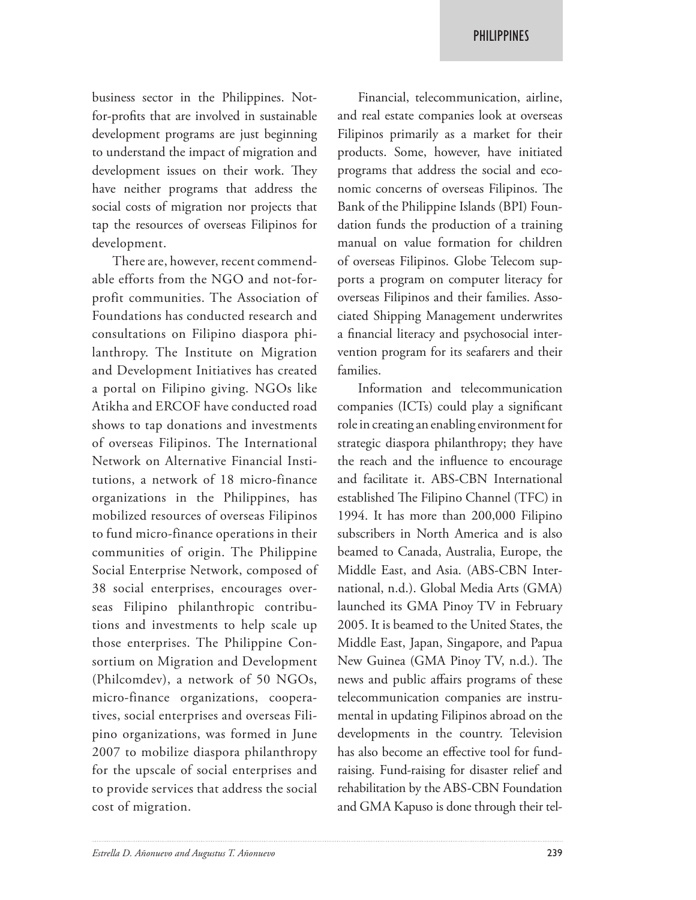business sector in the Philippines. Not-for-profits that are involved in sustainable development programs are just beginning to understand the impact of migration and development issues on their work. They have neither programs that address the social costs of migration nor projects that tap the resources of overseas Filipinos for development.

There are, however, recent commendable efforts from the NGO and not-for-profit communities. The Association of Foundations has conducted research and consultations on Filipino diaspora philanthropy. The Institute on Migration and Development Initiatives has created a portal on Filipino giving. NGOs like Atikha and ERCOF have conducted road shows to tap donations and investments of overseas Filipinos. The International Network on Alternative Financial Institutions, a network of 18 micro-finance organizations in the Philippines, has mobilized resources of overseas Filipinos to fund micro-finance operations in their communities of origin. The Philippine Social Enterprise Network, composed of 38 social enterprises, encourages overseas Filipino philanthropic contributions and investments to help scale up those enterprises. The Philippine Consortium on Migration and Development (Philcomdev), a network of 50 NGOs, micro-finance organizations, cooperatives, social enterprises and overseas Filipino organizations, was formed in June 2007 to mobilize diaspora philanthropy for the upscale of social enterprises and to provide services that address the social cost of migration.

Financial, telecommunication, airline, and real estate companies look at overseas Filipinos primarily as a market for their products. Some, however, have initiated programs that address the social and economic concerns of overseas Filipinos. The Bank of the Philippine Islands (BPI) Foundation funds the production of a training manual on value formation for children of overseas Filipinos. Globe Telecom supports a program on computer literacy for overseas Filipinos and their families. Associated Shipping Management underwrites a financial literacy and psychosocial intervention program for its seafarers and their families.

Information and telecommunication companies (ICTs) could play a significant role in creating an enabling environment for strategic diaspora philanthropy; they have the reach and the influence to encourage and facilitate it. ABS-CBN International established The Filipino Channel (TFC) in 1994. It has more than 200,000 Filipino subscribers in North America and is also beamed to Canada, Australia, Europe, the Middle East, and Asia. (ABS-CBN International, n.d.). Global Media Arts (GMA) launched its GMA Pinoy TV in February 2005. It is beamed to the United States, the Middle East, Japan, Singapore, and Papua New Guinea (GMA Pinoy TV, n.d.). The news and public affairs programs of these telecommunication companies are instrumental in updating Filipinos abroad on the developments in the country. Television has also become an effective tool for fund-raising. Fund-raising for disaster relief and rehabilitation by the ABS-CBN Foundation and GMA Kapuso is done through their tel-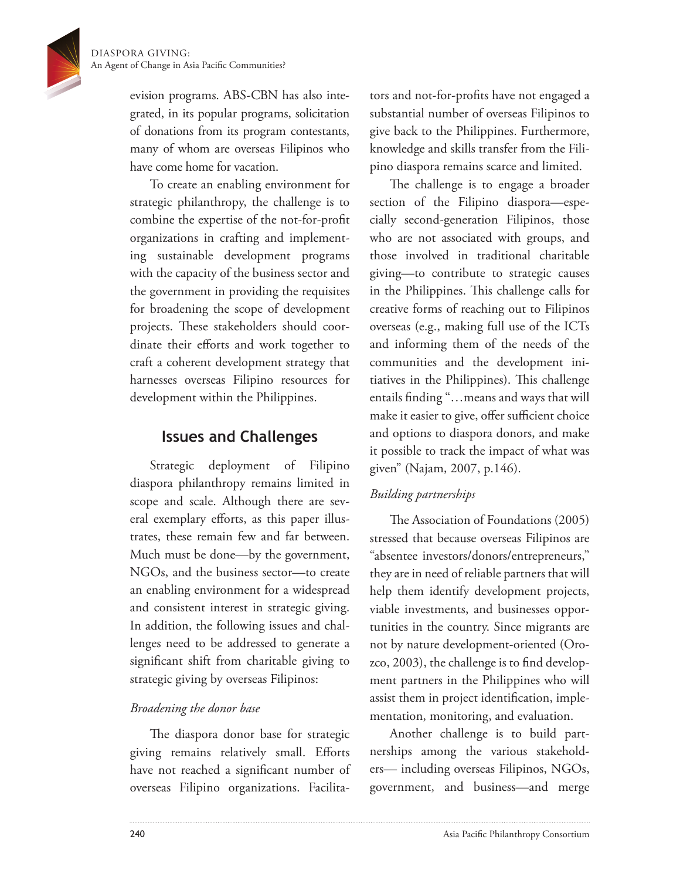evision programs. ABS-CBN has also integrated, in its popular programs, solicitation of donations from its program contestants, many of whom are overseas Filipinos who have come home for vacation.

To create an enabling environment for strategic philanthropy, the challenge is to combine the expertise of the not-for-profit organizations in crafting and implementing sustainable development programs with the capacity of the business sector and the government in providing the requisites for broadening the scope of development projects. These stakeholders should coordinate their efforts and work together to craft a coherent development strategy that harnesses overseas Filipino resources for development within the Philippines.

## Issues and Challenges

Strategic deployment of Filipino diaspora philanthropy remains limited in scope and scale. Although there are several exemplary efforts, as this paper illustrates, these remain few and far between. Much must be done—by the government, NGOs, and the business sector—to create an enabling environment for a widespread and consistent interest in strategic giving. In addition, the following issues and challenges need to be addressed to generate a significant shift from charitable giving to strategic giving by overseas Filipinos:

### *Broadening the donor base*

The diaspora donor base for strategic giving remains relatively small. Efforts have not reached a significant number of overseas Filipino organizations. Facilitators and not-for-profits have not engaged a substantial number of overseas Filipinos to give back to the Philippines. Furthermore, knowledge and skills transfer from the Filipino diaspora remains scarce and limited.

The challenge is to engage a broader section of the Filipino diaspora—especially second-generation Filipinos, those who are not associated with groups, and those involved in traditional charitable giving—to contribute to strategic causes in the Philippines. This challenge calls for creative forms of reaching out to Filipinos overseas (e.g., making full use of the ICTs and informing them of the needs of the communities and the development initiatives in the Philippines). This challenge entails finding "…means and ways that will make it easier to give, offer sufficient choice and options to diaspora donors, and make it possible to track the impact of what was given" (Najam, 2007, p.146).

### *Building partnerships*

The Association of Foundations (2005) stressed that because overseas Filipinos are "absentee investors/donors/entrepreneurs," they are in need of reliable partners that will help them identify development projects, viable investments, and businesses opportunities in the country. Since migrants are not by nature development-oriented (Orozco, 2003), the challenge is to find development partners in the Philippines who will assist them in project identification, implementation, monitoring, and evaluation.

Another challenge is to build partnerships among the various stakeholders— including overseas Filipinos, NGOs, government, and business—and merge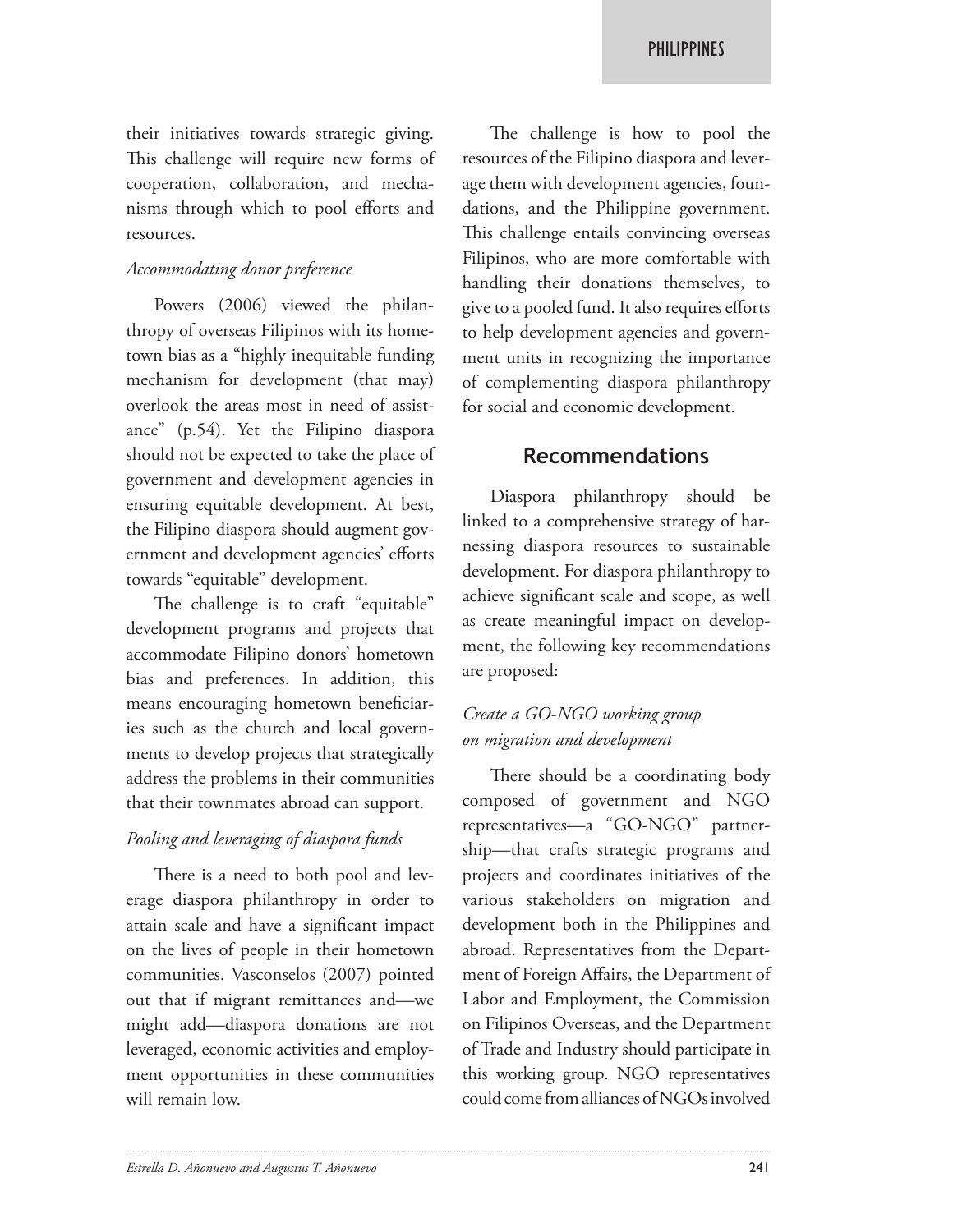their initiatives towards strategic giving. This challenge will require new forms of cooperation, collaboration, and mechanisms through which to pool efforts and resources.

*Accommodating donor preference*

Powers (2006) viewed the philanthropy of overseas Filipinos with its hometown bias as a "highly inequitable funding mechanism for development (that may) overlook the areas most in need of assistance" (p.54). Yet the Filipino diaspora should not be expected to take the place of government and development agencies in ensuring equitable development. At best, the Filipino diaspora should augment government and development agencies' efforts towards "equitable" development.

The challenge is to craft "equitable" development programs and projects that accommodate Filipino donors' hometown bias and preferences. In addition, this means encouraging hometown beneficiaries such as the church and local governments to develop projects that strategically address the problems in their communities that their townmates abroad can support.

*Pooling and leveraging of diaspora funds*

There is a need to both pool and leverage diaspora philanthropy in order to attain scale and have a significant impact on the lives of people in their hometown communities. Vasconselos (2007) pointed out that if migrant remittances and—we might add—diaspora donations are not leveraged, economic activities and employment opportunities in these communities will remain low.

The challenge is how to pool the resources of the Filipino diaspora and leverage them with development agencies, foundations, and the Philippine government. This challenge entails convincing overseas Filipinos, who are more comfortable with handling their donations themselves, to give to a pooled fund. It also requires efforts to help development agencies and government units in recognizing the importance of complementing diaspora philanthropy for social and economic development.

## Recommendations

Diaspora philanthropy should be linked to a comprehensive strategy of harnessing diaspora resources to sustainable development. For diaspora philanthropy to achieve significant scale and scope, as well as create meaningful impact on development, the following key recommendations are proposed:

*Create a GO-NGO working group on migration and development*

There should be a coordinating body composed of government and NGO representatives—a "GO-NGO" partnership—that crafts strategic programs and projects and coordinates initiatives of the various stakeholders on migration and development both in the Philippines and abroad. Representatives from the Department of Foreign Affairs, the Department of Labor and Employment, the Commission on Filipinos Overseas, and the Department of Trade and Industry should participate in this working group. NGO representatives could come from alliances of NGOs involved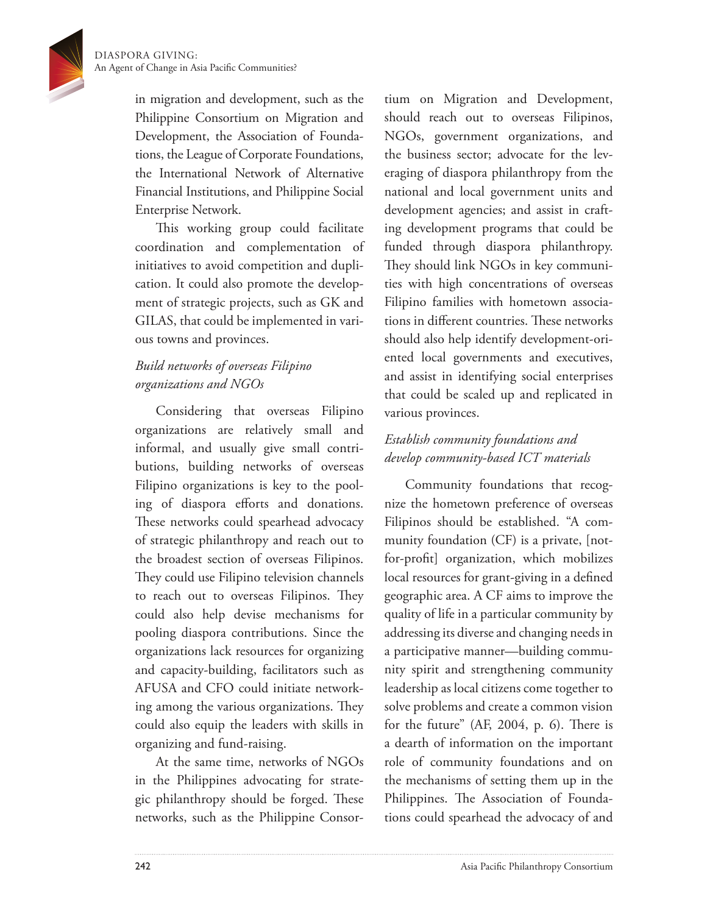in migration and development, such as the Philippine Consortium on Migration and Development, the Association of Foundations, the League of Corporate Foundations, the International Network of Alternative Financial Institutions, and Philippine Social Enterprise Network.

This working group could facilitate coordination and complementation of initiatives to avoid competition and duplication. It could also promote the development of strategic projects, such as GK and GILAS, that could be implemented in various towns and provinces.

### *Build networks of overseas Filipino organizations and NGOs*

Considering that overseas Filipino organizations are relatively small and informal, and usually give small contributions, building networks of overseas Filipino organizations is key to the pooling of diaspora efforts and donations. These networks could spearhead advocacy of strategic philanthropy and reach out to the broadest section of overseas Filipinos. They could use Filipino television channels to reach out to overseas Filipinos. They could also help devise mechanisms for pooling diaspora contributions. Since the organizations lack resources for organizing and capacity-building, facilitators such as AFUSA and CFO could initiate networking among the various organizations. They could also equip the leaders with skills in organizing and fund-raising.

At the same time, networks of NGOs in the Philippines advocating for strategic philanthropy should be forged. These networks, such as the Philippine Consortium on Migration and Development, should reach out to overseas Filipinos, NGOs, government organizations, and the business sector; advocate for the leveraging of diaspora philanthropy from the national and local government units and development agencies; and assist in crafting development programs that could be funded through diaspora philanthropy. They should link NGOs in key communities with high concentrations of overseas Filipino families with hometown associations in different countries. These networks should also help identify development-oriented local governments and executives, and assist in identifying social enterprises that could be scaled up and replicated in various provinces.

### *Establish community foundations and develop community-based ICT materials*

Community foundations that recognize the hometown preference of overseas Filipinos should be established. "A community foundation (CF) is a private, [not-for-profit] organization, which mobilizes local resources for grant-giving in a defined geographic area. A CF aims to improve the quality of life in a particular community by addressing its diverse and changing needs in a participative manner—building community spirit and strengthening community leadership as local citizens come together to solve problems and create a common vision for the future" (AF, 2004, p. 6). There is a dearth of information on the important role of community foundations and on the mechanisms of setting them up in the Philippines. The Association of Foundations could spearhead the advocacy of and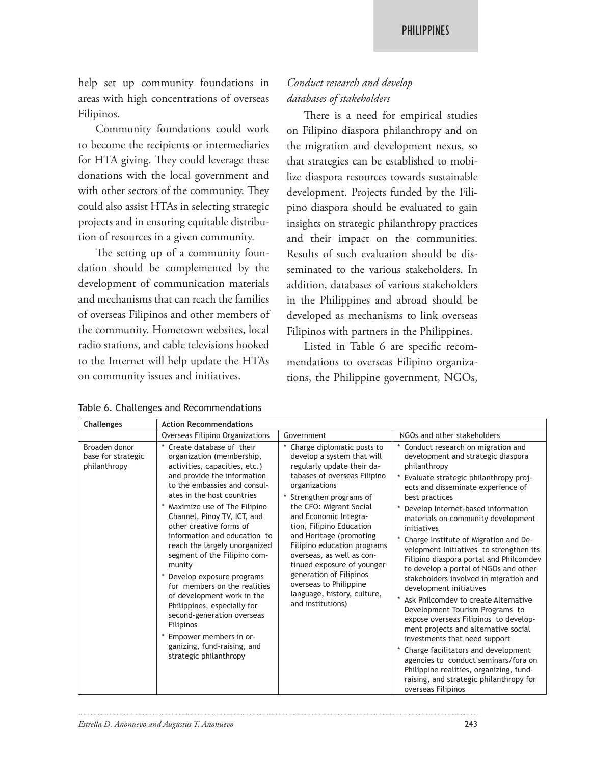help set up community foundations in areas with high concentrations of overseas Filipinos.

Community foundations could work to become the recipients or intermediaries for HTA giving. They could leverage these donations with the local government and with other sectors of the community. They could also assist HTAs in selecting strategic projects and in ensuring equitable distribution of resources in a given community.

The setting up of a community foundation should be complemented by the development of communication materials and mechanisms that can reach the families of overseas Filipinos and other members of the community. Hometown websites, local radio stations, and cable televisions hooked to the Internet will help update the HTAs on community issues and initiatives.

*Conduct research and develop databases of stakeholders*

There is a need for empirical studies on Filipino diaspora philanthropy and on the migration and development nexus, so that strategies can be established to mobilize diaspora resources towards sustainable development. Projects funded by the Filipino diaspora should be evaluated to gain insights on strategic philanthropy practices and their impact on the communities. Results of such evaluation should be disseminated to the various stakeholders. In addition, databases of various stakeholders in the Philippines and abroad should be developed as mechanisms to link overseas Filipinos with partners in the Philippines.

Listed in Table 6 are specific recommendations to overseas Filipino organizations, the Philippine government, NGOs,

Table 6. Challenges and Recommendations

| Challenges | Action Recommendations | | |
|---|---|---|---|
| | Overseas Filipino Organizations | Government | NGOs and other stakeholders |
| Broaden donor base for strategic philanthropy | * Create database of their organization (membership, activities, capacities, etc.) and provide the information to the embassies and consulates in the host countries<br>* Maximize use of The Filipino Channel, Pinoy TV, ICT, and other creative forms of information and education to reach the largely unorganized segment of the Filipino community<br>* Develop exposure programs for members on the realities of development work in the Philippines, especially for second-generation overseas Filipinos<br>* Empower members in organizing, fund-raising, and strategic philanthropy | * Charge diplomatic posts to develop a system that will regularly update their databases of overseas Filipino organizations<br>* Strengthen programs of the CFO: Migrant Social and Economic Integration, Filipino Education and Heritage (promoting Filipino education programs overseas, as well as continued exposure of younger generation of Filipinos overseas to Philippine language, history, culture, and institutions) | * Conduct research on migration and development and strategic diaspora philanthropy<br>* Evaluate strategic philanthropy projects and disseminate experience of best practices<br>* Develop Internet-based information materials on community development initiatives<br>* Charge Institute of Migration and Development Initiatives to strengthen its Filipino diaspora portal and Philcomdev to develop a portal of NGOs and other stakeholders involved in migration and development initiatives<br>* Ask Philcomdev to create Alternative Development Tourism Programs to expose overseas Filipinos to development projects and alternative social investments that need support<br>* Charge facilitators and development agencies to conduct seminars/fora on Philippine realities, organizing, fund-raising, and strategic philanthropy for overseas Filipinos |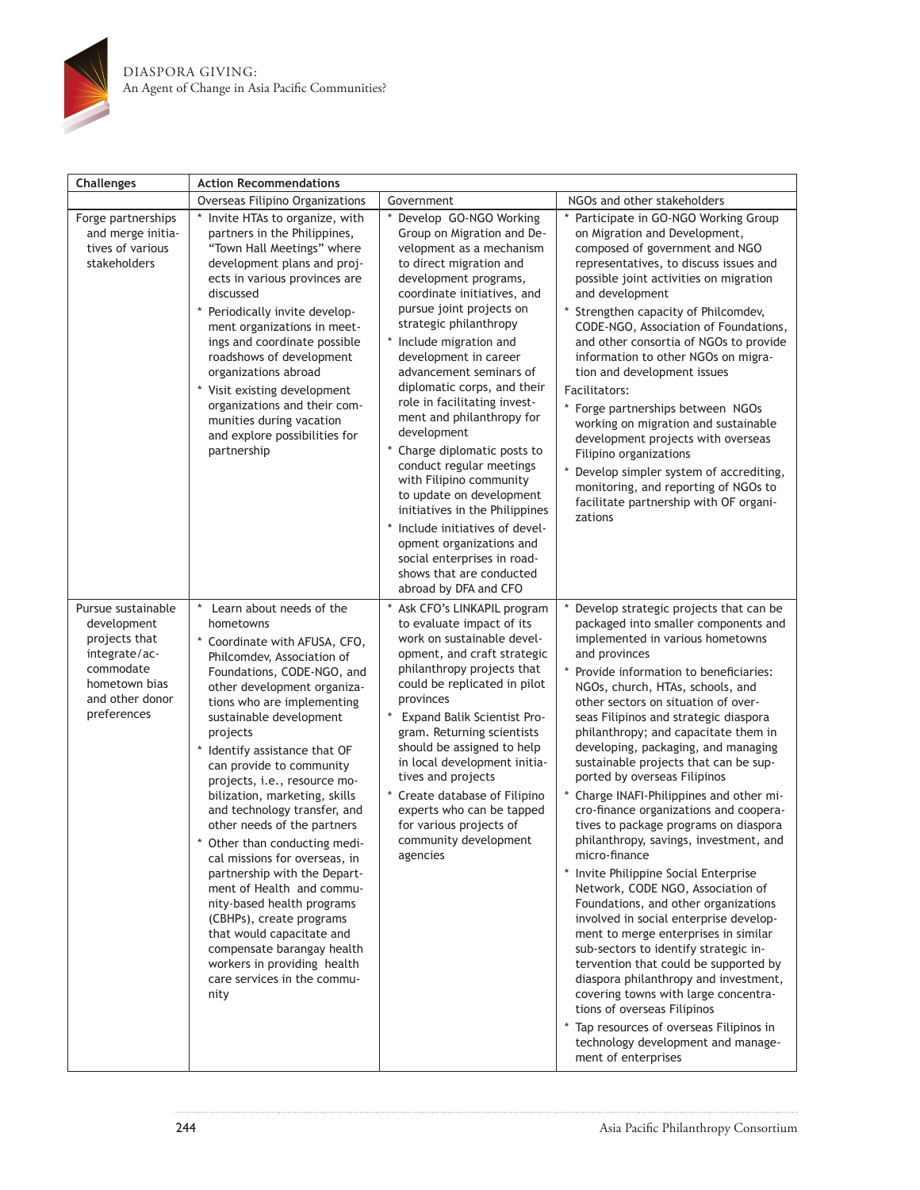| Challenges | Action Recommendations | | |
|---|---|---|---|
| | Overseas Filipino Organizations | Government | NGOs and other stakeholders |
| Forge partnerships and merge initiatives of various stakeholders | * Invite HTAs to organize, with partners in the Philippines, "Town Hall Meetings" where development plans and projects in various provinces are discussed<br>* Periodically invite development organizations in meetings and coordinate possible roadshows of development organizations abroad<br>* Visit existing development organizations and their communities during vacation and explore possibilities for partnership | * Develop GO-NGO Working Group on Migration and Development as a mechanism to direct migration and development programs, coordinate initiatives, and pursue joint projects on strategic philanthropy<br>* Include migration and development in career advancement seminars of diplomatic corps, and their role in facilitating investment and philanthropy for development<br>* Charge diplomatic posts to conduct regular meetings with Filipino community to update on development initiatives in the Philippines<br>* Include initiatives of development organizations and social enterprises in roadshows that are conducted abroad by DFA and CFO | * Participate in GO-NGO Working Group on Migration and Development, composed of government and NGO representatives, to discuss issues and possible joint activities on migration and development<br>* Strengthen capacity of Philcomdev, CODE-NGO, Association of Foundations, and other consortia of NGOs to provide information to other NGOs on migration and development issues<br>Facilitators:<br>* Forge partnerships between NGOs working on migration and sustainable development projects with overseas Filipino organizations<br>* Develop simpler system of accrediting, monitoring, and reporting of NGOs to facilitate partnership with OF organizations |
| Pursue sustainable development projects that integrate/accommodate hometown bias and other donor preferences | * Learn about needs of the hometowns<br>* Coordinate with AFUSA, CFO, Philcomdev, Association of Foundations, CODE-NGO, and other development organizations who are implementing sustainable development projects<br>* Identify assistance that OF can provide to community projects, i.e., resource mobilization, marketing, skills and technology transfer, and other needs of the partners<br>* Other than conducting medical missions for overseas, in partnership with the Department of Health and community-based health programs (CBHPs), create programs that would capacitate and compensate barangay health workers in providing health care services in the community | * Ask CFO's LINKAPIL program to evaluate impact of its work on sustainable development, and craft strategic philanthropy projects that could be replicated in pilot provinces<br>* Expand Balik Scientist Program. Returning scientists should be assigned to help in local development initiatives and projects<br>* Create database of Filipino experts who can be tapped for various projects of community development agencies | * Develop strategic projects that can be packaged into smaller components and implemented in various hometowns and provinces<br>* Provide information to beneficiaries: NGOs, church, HTAs, schools, and other sectors on situation of overseas Filipinos and strategic diaspora philanthropy; and capacitate them in developing, packaging, and managing sustainable projects that can be supported by overseas Filipinos<br>* Charge INAFI-Philippines and other micro-finance organizations and cooperatives to package programs on diaspora philanthropy, savings, investment, and micro-finance<br>* Invite Philippine Social Enterprise Network, CODE NGO, Association of Foundations, and other organizations involved in social enterprise development to merge enterprises in similar sub-sectors to identify strategic intervention that could be supported by diaspora philanthropy and investment, covering towns with large concentrations of overseas Filipinos<br>* Tap resources of overseas Filipinos in technology development and management of enterprises |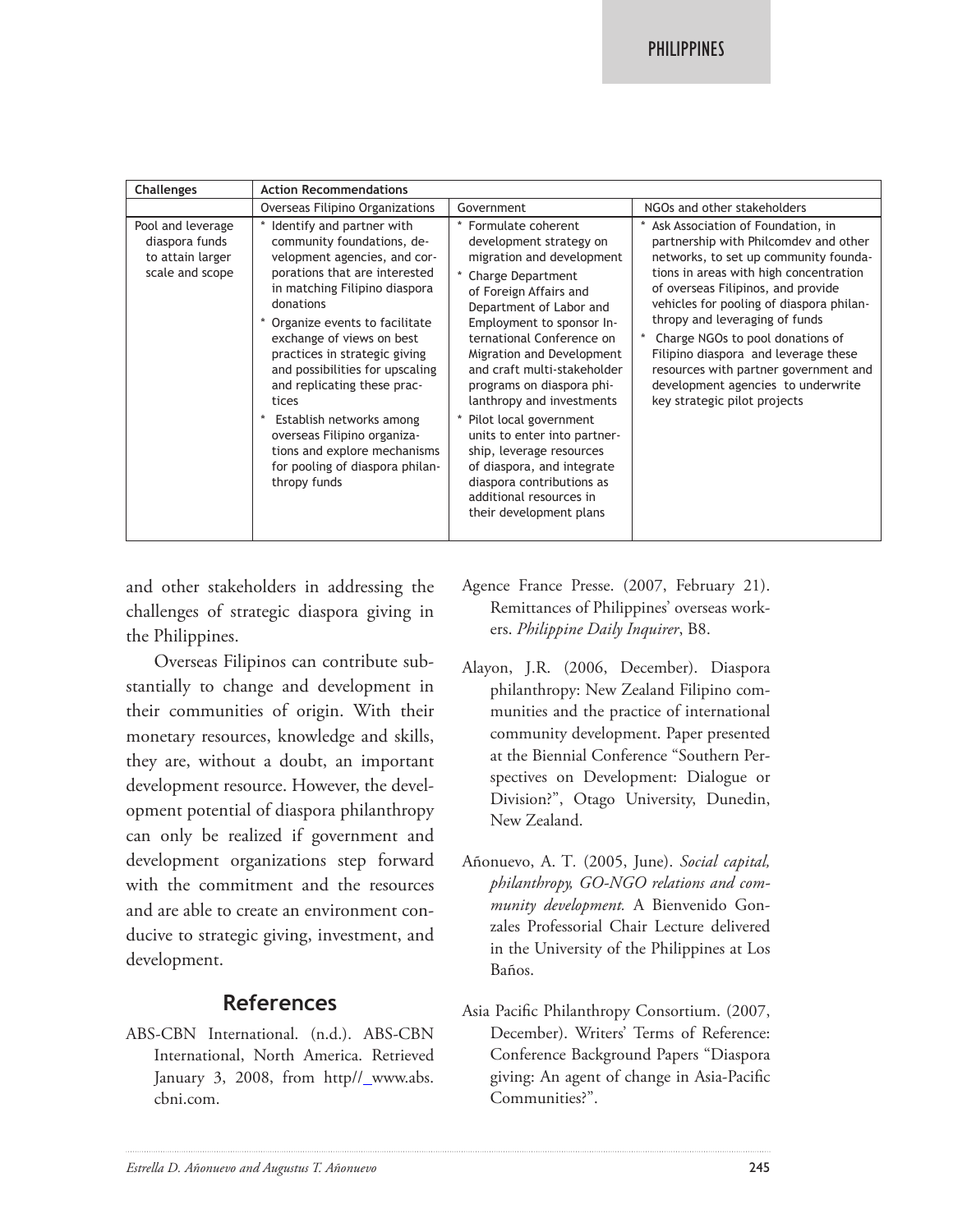| Challenges | Action Recommendations | | |
|---|---|---|---|
| | Overseas Filipino Organizations | Government | NGOs and other stakeholders |
| Pool and leverage diaspora funds to attain larger scale and scope | * Identify and partner with community foundations, development agencies, and corporations that are interested in matching Filipino diaspora donations<br>* Organize events to facilitate exchange of views on best practices in strategic giving and possibilities for upscaling and replicating these practices<br>* Establish networks among overseas Filipino organizations and explore mechanisms for pooling of diaspora philanthropy funds | * Formulate coherent development strategy on migration and development<br>* Charge Department of Foreign Affairs and Department of Labor and Employment to sponsor International Conference on Migration and Development and craft multi-stakeholder programs on diaspora philanthropy and investments<br>* Pilot local government units to enter into partnership, leverage resources of diaspora, and integrate diaspora contributions as additional resources in their development plans | * Ask Association of Foundation, in partnership with Philcomdev and other networks, to set up community foundations in areas with high concentration of overseas Filipinos, and provide vehicles for pooling of diaspora philanthropy and leveraging of funds<br>* Charge NGOs to pool donations of Filipino diaspora and leverage these resources with partner government and development agencies to underwrite key strategic pilot projects |

and other stakeholders in addressing the challenges of strategic diaspora giving in the Philippines.

Overseas Filipinos can contribute substantially to change and development in their communities of origin. With their monetary resources, knowledge and skills, they are, without a doubt, an important development resource. However, the development potential of diaspora philanthropy can only be realized if government and development organizations step forward with the commitment and the resources and are able to create an environment conducive to strategic giving, investment, and development.

## References

ABS-CBN International. (n.d.). ABS-CBN International, North America. Retrieved January 3, 2008, from http//_www.abs.cbni.com.

Agence France Presse. (2007, February 21). Remittances of Philippines' overseas workers. *Philippine Daily Inquirer*, B8.

Alayon, J.R. (2006, December). Diaspora philanthropy: New Zealand Filipino communities and the practice of international community development. Paper presented at the Biennial Conference "Southern Perspectives on Development: Dialogue or Division?", Otago University, Dunedin, New Zealand.

Añonuevo, A. T. (2005, June). *Social capital, philanthropy, GO-NGO relations and community development.* A Bienvenido Gonzales Professorial Chair Lecture delivered in the University of the Philippines at Los Baños.

Asia Pacific Philanthropy Consortium. (2007, December). Writers' Terms of Reference: Conference Background Papers "Diaspora giving: An agent of change in Asia-Pacific Communities?".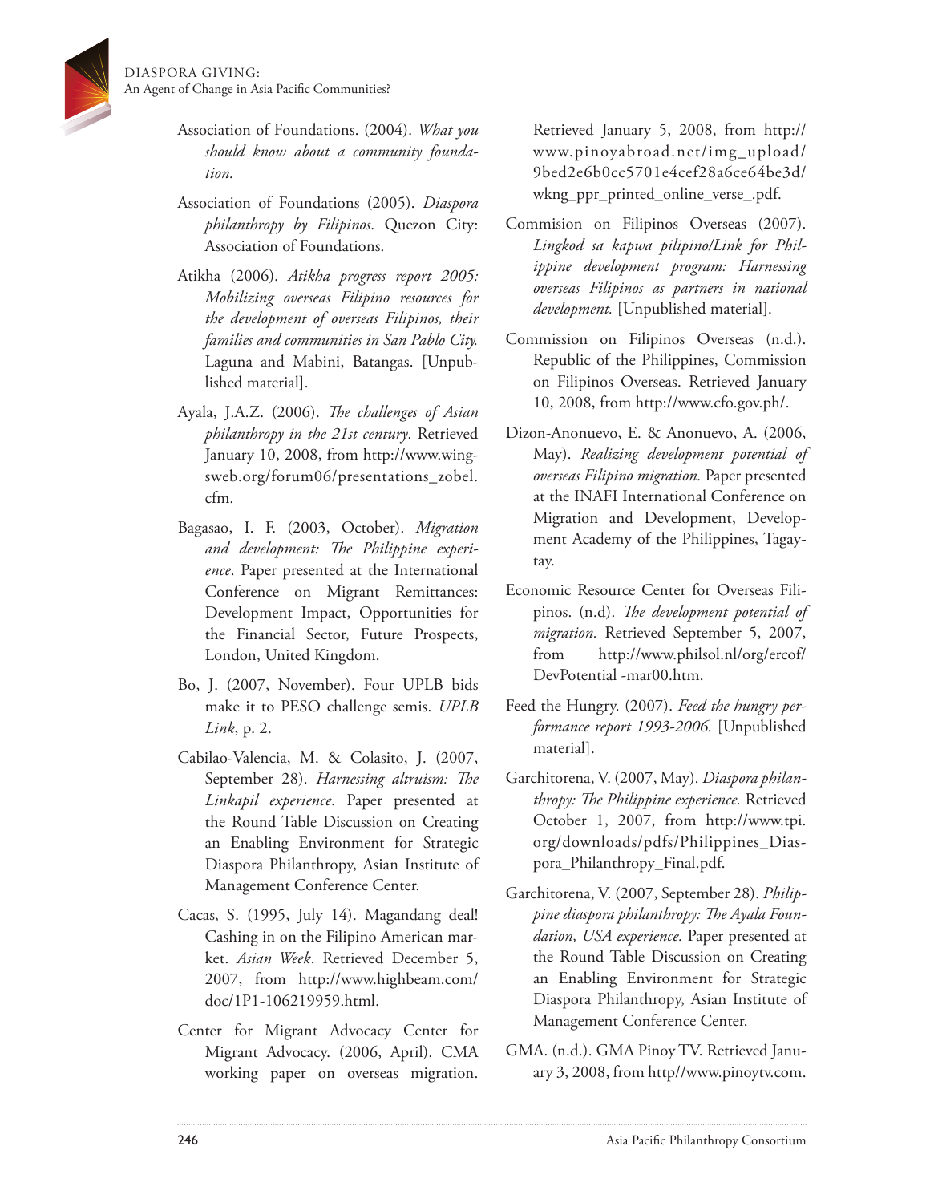Association of Foundations. (2004). *What you should know about a community foundation.*

Association of Foundations (2005). *Diaspora philanthropy by Filipinos*. Quezon City: Association of Foundations.

Atikha (2006). *Atikha progress report 2005: Mobilizing overseas Filipino resources for the development of overseas Filipinos, their families and communities in San Pablo City.* Laguna and Mabini, Batangas. [Unpublished material].

Ayala, J.A.Z. (2006). *The challenges of Asian philanthropy in the 21st century*. Retrieved January 10, 2008, from http://www.wingsweb.org/forum06/presentations_zobel.cfm.

Bagasao, I. F. (2003, October). *Migration and development: The Philippine experience*. Paper presented at the International Conference on Migrant Remittances: Development Impact, Opportunities for the Financial Sector, Future Prospects, London, United Kingdom.

Bo, J. (2007, November). Four UPLB bids make it to PESO challenge semis. *UPLB Link*, p. 2.

Cabilao-Valencia, M. & Colasito, J. (2007, September 28). *Harnessing altruism: The Linkapil experience*. Paper presented at the Round Table Discussion on Creating an Enabling Environment for Strategic Diaspora Philanthropy, Asian Institute of Management Conference Center.

Cacas, S. (1995, July 14). Magandang deal! Cashing in on the Filipino American market. *Asian Week*. Retrieved December 5, 2007, from http://www.highbeam.com/doc/1P1-106219959.html.

Center for Migrant Advocacy Center for Migrant Advocacy. (2006, April). CMA working paper on overseas migration. Retrieved January 5, 2008, from http://www.pinoyabroad.net/img_upload/9bed2e6b0cc5701e4cef28a6ce64be3d/wkng_ppr_printed_online_verse_.pdf.

Commision on Filipinos Overseas (2007). *Lingkod sa kapwa pilipino/Link for Philippine development program: Harnessing overseas Filipinos as partners in national development.* [Unpublished material].

Commission on Filipinos Overseas (n.d.). Republic of the Philippines, Commission on Filipinos Overseas. Retrieved January 10, 2008, from http://www.cfo.gov.ph/.

Dizon-Anonuevo, E. & Anonuevo, A. (2006, May). *Realizing development potential of overseas Filipino migration.* Paper presented at the INAFI International Conference on Migration and Development, Development Academy of the Philippines, Tagaytay.

Economic Resource Center for Overseas Filipinos. (n.d). *The development potential of migration.* Retrieved September 5, 2007, from http://www.philsol.nl/org/ercof/DevPotential -mar00.htm.

Feed the Hungry. (2007). *Feed the hungry performance report 1993-2006.* [Unpublished material].

Garchitorena, V. (2007, May). *Diaspora philanthropy: The Philippine experience.* Retrieved October 1, 2007, from http://www.tpi.org/downloads/pdfs/Philippines_Diaspora_Philanthropy_Final.pdf.

Garchitorena, V. (2007, September 28). *Philippine diaspora philanthropy: The Ayala Foundation, USA experience.* Paper presented at the Round Table Discussion on Creating an Enabling Environment for Strategic Diaspora Philanthropy, Asian Institute of Management Conference Center.

GMA. (n.d.). GMA Pinoy TV. Retrieved January 3, 2008, from http//www.pinoytv.com.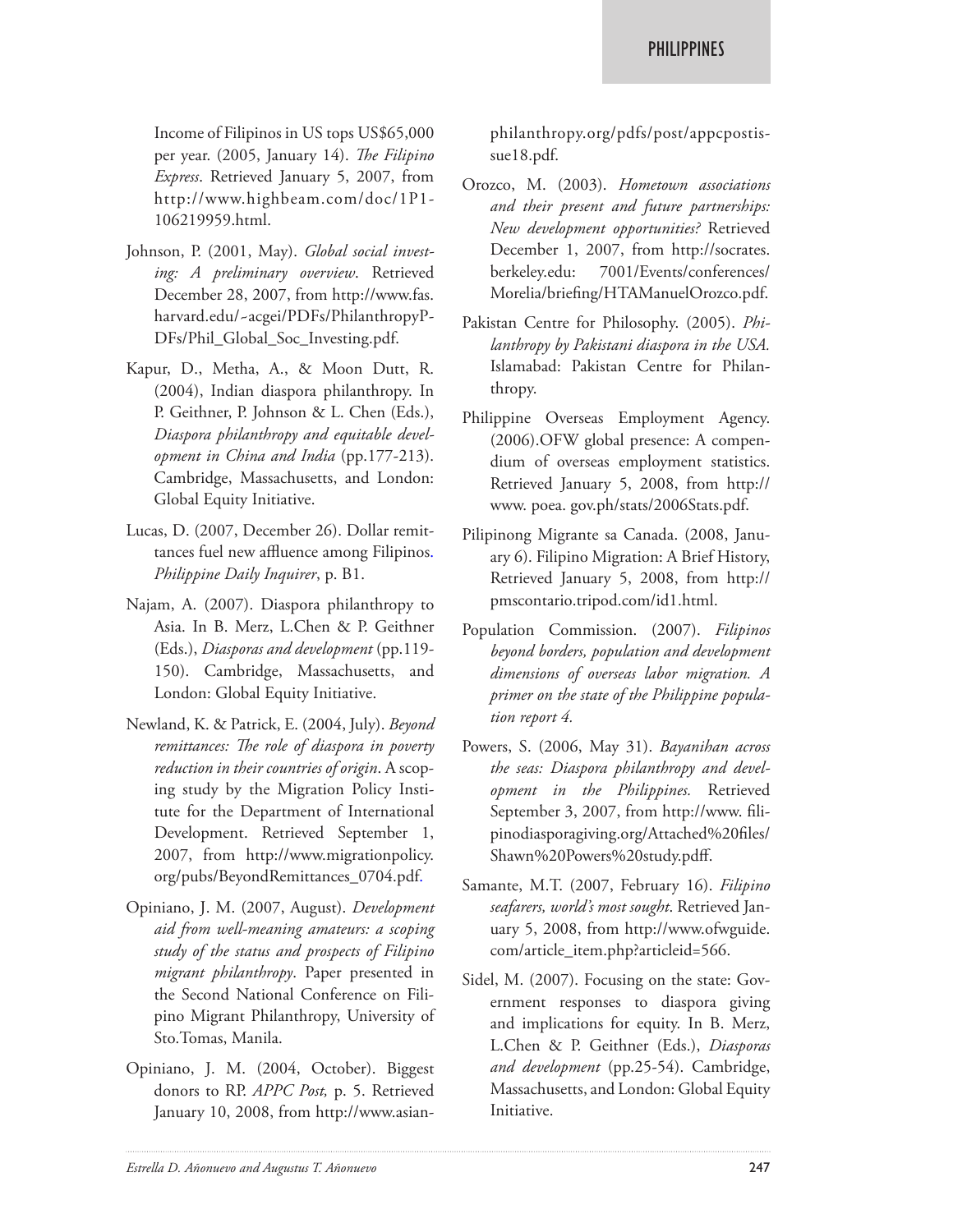Income of Filipinos in US tops US$65,000 per year. (2005, January 14). *The Filipino Express*. Retrieved January 5, 2007, from http://www.highbeam.com/doc/1P1-106219959.html.

Johnson, P. (2001, May). *Global social investing: A preliminary overview*. Retrieved December 28, 2007, from http://www.fas.harvard.edu/~acgei/PDFs/PhilanthropyPDFs/Phil_Global_Soc_Investing.pdf.

Kapur, D., Metha, A., & Moon Dutt, R. (2004), Indian diaspora philanthropy. In P. Geithner, P. Johnson & L. Chen (Eds.), *Diaspora philanthropy and equitable development in China and India* (pp.177-213). Cambridge, Massachusetts, and London: Global Equity Initiative.

Lucas, D. (2007, December 26). Dollar remittances fuel new affluence among Filipinos. *Philippine Daily Inquirer*, p. B1.

Najam, A. (2007). Diaspora philanthropy to Asia. In B. Merz, L.Chen & P. Geithner (Eds.), *Diasporas and development* (pp.119-150). Cambridge, Massachusetts, and London: Global Equity Initiative.

Newland, K. & Patrick, E. (2004, July). *Beyond remittances: The role of diaspora in poverty reduction in their countries of origin*. A scoping study by the Migration Policy Institute for the Department of International Development. Retrieved September 1, 2007, from http://www.migrationpolicy.org/pubs/BeyondRemittances_0704.pdf.

Opiniano, J. M. (2007, August). *Development aid from well-meaning amateurs: a scoping study of the status and prospects of Filipino migrant philanthropy*. Paper presented in the Second National Conference on Filipino Migrant Philanthropy, University of Sto.Tomas, Manila.

Opiniano, J. M. (2004, October). Biggest donors to RP. *APPC Post,* p. 5. Retrieved January 10, 2008, from http://www.asianphilanthropy.org/pdfs/post/appcpostissue18.pdf.

Orozco, M. (2003). *Hometown associations and their present and future partnerships: New development opportunities?* Retrieved December 1, 2007, from http://socrates.berkeley.edu: 7001/Events/conferences/Morelia/briefing/HTAManuelOrozco.pdf.

Pakistan Centre for Philosophy. (2005). *Philanthropy by Pakistani diaspora in the USA.* Islamabad: Pakistan Centre for Philanthropy.

Philippine Overseas Employment Agency. (2006).OFW global presence: A compendium of overseas employment statistics. Retrieved January 5, 2008, from http://www.poea.gov.ph/stats/2006Stats.pdf.

Pilipinong Migrante sa Canada. (2008, January 6). Filipino Migration: A Brief History, Retrieved January 5, 2008, from http://pmscontario.tripod.com/id1.html.

Population Commission. (2007). *Filipinos beyond borders, population and development dimensions of overseas labor migration. A primer on the state of the Philippine population report 4.*

Powers, S. (2006, May 31). *Bayanihan across the seas: Diaspora philanthropy and development in the Philippines.* Retrieved September 3, 2007, from http://www.filipinodiasporagiving.org/Attached%20files/Shawn%20Powers%20study.pdff.

Samante, M.T. (2007, February 16). *Filipino seafarers, world's most sought*. Retrieved January 5, 2008, from http://www.ofwguide.com/article_item.php?articleid=566.

Sidel, M. (2007). Focusing on the state: Government responses to diaspora giving and implications for equity. In B. Merz, L.Chen & P. Geithner (Eds.), *Diasporas and development* (pp.25-54). Cambridge, Massachusetts, and London: Global Equity Initiative.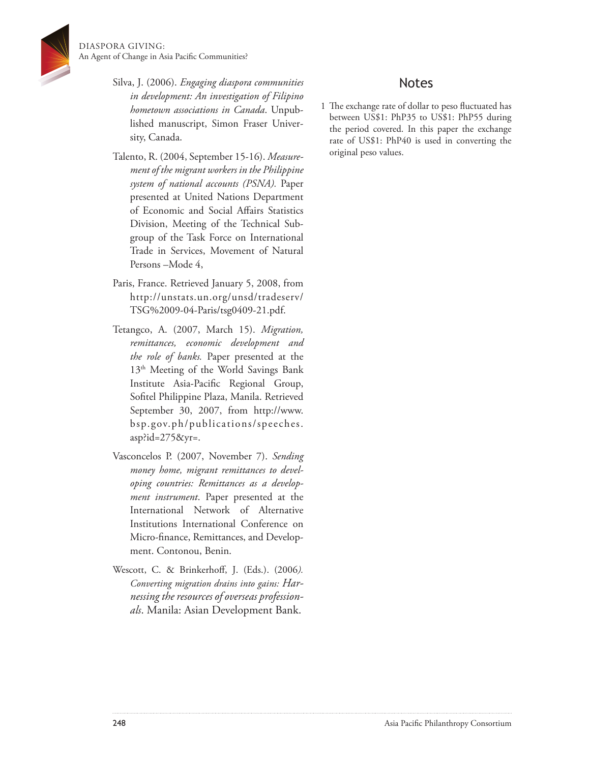Silva, J. (2006). *Engaging diaspora communities in development: An investigation of Filipino hometown associations in Canada*. Unpublished manuscript, Simon Fraser University, Canada.

Talento, R. (2004, September 15-16). *Measurement of the migrant workers in the Philippine system of national accounts (PSNA).* Paper presented at United Nations Department of Economic and Social Affairs Statistics Division, Meeting of the Technical Subgroup of the Task Force on International Trade in Services, Movement of Natural Persons –Mode 4,

Paris, France. Retrieved January 5, 2008, from http://unstats.un.org/unsd/tradeserv/TSG%2009-04-Paris/tsg0409-21.pdf.

Tetangco, A. (2007, March 15). *Migration, remittances, economic development and the role of banks.* Paper presented at the 13th Meeting of the World Savings Bank Institute Asia-Pacific Regional Group, Sofitel Philippine Plaza, Manila. Retrieved September 30, 2007, from http://www.bsp.gov.ph/publications/speeches.asp?id=275&yr=.

Vasconcelos P. (2007, November 7). *Sending money home, migrant remittances to developing countries: Remittances as a development instrument*. Paper presented at the International Network of Alternative Institutions International Conference on Micro-finance, Remittances, and Development. Contonou, Benin.

Wescott, C. & Brinkerhoff, J. (Eds.). (2006*). Converting migration drains into gains: Harnessing the resources of overseas professionals*. Manila: Asian Development Bank.

## Notes

1 The exchange rate of dollar to peso fluctuated has between US$1: PhP35 to US$1: PhP55 during the period covered. In this paper the exchange rate of US$1: PhP40 is used in converting the original peso values.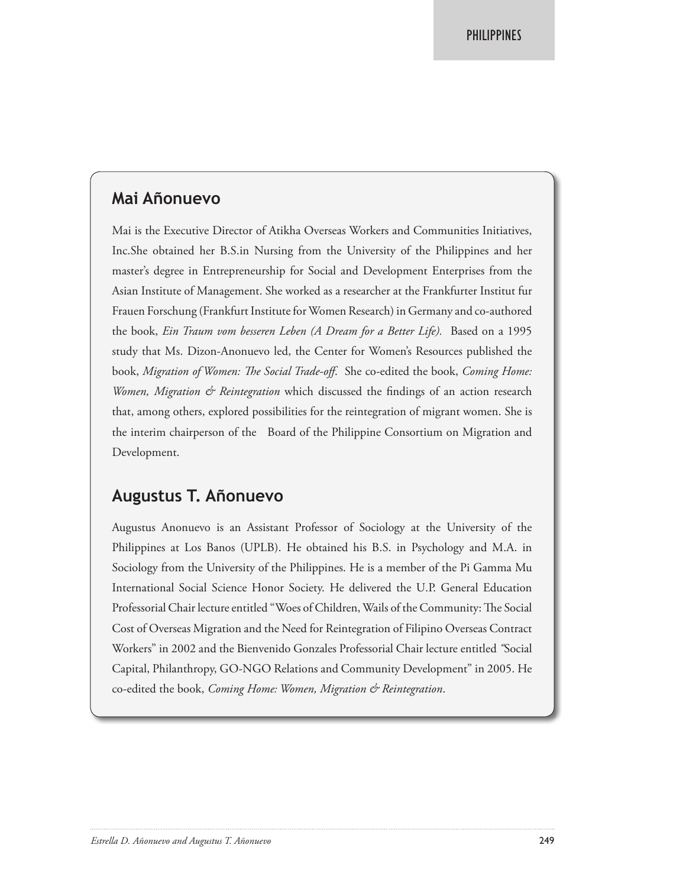## Mai Añonuevo

Mai is the Executive Director of Atikha Overseas Workers and Communities Initiatives, Inc.She obtained her B.S.in Nursing from the University of the Philippines and her master's degree in Entrepreneurship for Social and Development Enterprises from the Asian Institute of Management. She worked as a researcher at the Frankfurter Institut fur Frauen Forschung (Frankfurt Institute for Women Research) in Germany and co-authored the book, *Ein Traum vom besseren Leben (A Dream for a Better Life).* Based on a 1995 study that Ms. Dizon-Anonuevo led, the Center for Women's Resources published the book, *Migration of Women: The Social Trade-off*. She co-edited the book, *Coming Home: Women, Migration & Reintegration* which discussed the findings of an action research that, among others, explored possibilities for the reintegration of migrant women. She is the interim chairperson of the Board of the Philippine Consortium on Migration and Development.

## Augustus T. Añonuevo

Augustus Anonuevo is an Assistant Professor of Sociology at the University of the Philippines at Los Banos (UPLB). He obtained his B.S. in Psychology and M.A. in Sociology from the University of the Philippines. He is a member of the Pi Gamma Mu International Social Science Honor Society. He delivered the U.P. General Education Professorial Chair lecture entitled "Woes of Children, Wails of the Community: The Social Cost of Overseas Migration and the Need for Reintegration of Filipino Overseas Contract Workers" in 2002 and the Bienvenido Gonzales Professorial Chair lecture entitled "Social Capital, Philanthropy, GO-NGO Relations and Community Development" in 2005. He co-edited the book, *Coming Home: Women, Migration & Reintegration*.